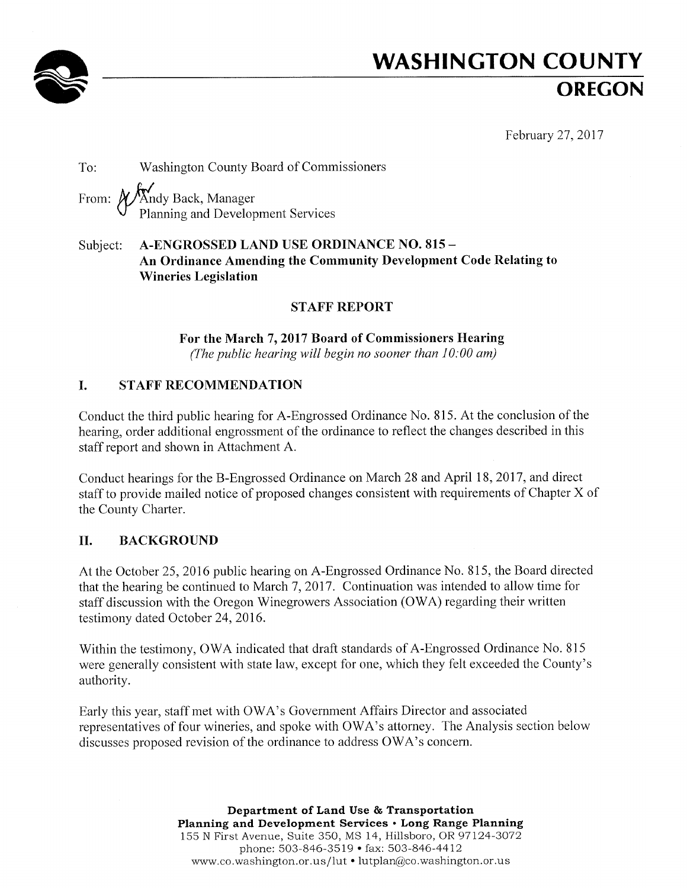# WASHINGTON COUNTY
## OREGON

February 27, 2017

To: Washington County Board of Commissioners

From: Andy Back, Manager
Planning and Development Services

Subject: **A-ENGROSSED LAND USE ORDINANCE NO. 815 – An Ordinance Amending the Community Development Code Relating to Wineries Legislation**

**STAFF REPORT**

**For the March 7, 2017 Board of Commissioners Hearing**
*(The public hearing will begin no sooner than 10:00 am)*

## I. STAFF RECOMMENDATION

Conduct the third public hearing for A-Engrossed Ordinance No. 815. At the conclusion of the hearing, order additional engrossment of the ordinance to reflect the changes described in this staff report and shown in Attachment A.

Conduct hearings for the B-Engrossed Ordinance on March 28 and April 18, 2017, and direct staff to provide mailed notice of proposed changes consistent with requirements of Chapter X of the County Charter.

## II. BACKGROUND

At the October 25, 2016 public hearing on A-Engrossed Ordinance No. 815, the Board directed that the hearing be continued to March 7, 2017. Continuation was intended to allow time for staff discussion with the Oregon Winegrowers Association (OWA) regarding their written testimony dated October 24, 2016.

Within the testimony, OWA indicated that draft standards of A-Engrossed Ordinance No. 815 were generally consistent with state law, except for one, which they felt exceeded the County's authority.

Early this year, staff met with OWA's Government Affairs Director and associated representatives of four wineries, and spoke with OWA's attorney. The Analysis section below discusses proposed revision of the ordinance to address OWA's concern.

**Department of Land Use & Transportation**
**Planning and Development Services • Long Range Planning**
155 N First Avenue, Suite 350, MS 14, Hillsboro, OR 97124-3072
phone: 503-846-3519 • fax: 503-846-4412
www.co.washington.or.us/lut • lutplan@co.washington.or.us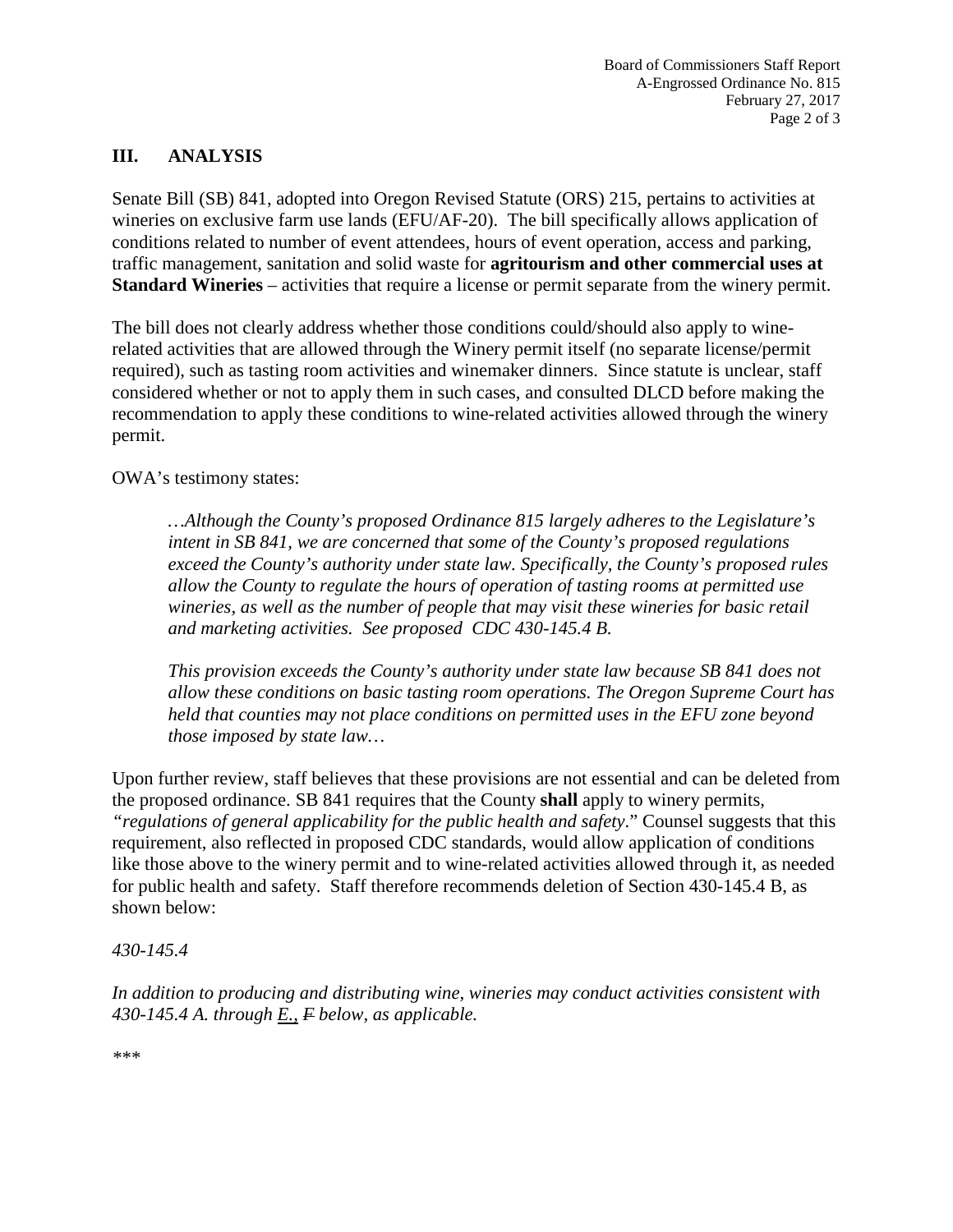## III. ANALYSIS

Senate Bill (SB) 841, adopted into Oregon Revised Statute (ORS) 215, pertains to activities at wineries on exclusive farm use lands (EFU/AF-20). The bill specifically allows application of conditions related to number of event attendees, hours of event operation, access and parking, traffic management, sanitation and solid waste for **agritourism and other commercial uses at Standard Wineries** – activities that require a license or permit separate from the winery permit.

The bill does not clearly address whether those conditions could/should also apply to wine-related activities that are allowed through the Winery permit itself (no separate license/permit required), such as tasting room activities and winemaker dinners. Since statute is unclear, staff considered whether or not to apply them in such cases, and consulted DLCD before making the recommendation to apply these conditions to wine-related activities allowed through the winery permit.

OWA's testimony states:

> *…Although the County's proposed Ordinance 815 largely adheres to the Legislature's intent in SB 841, we are concerned that some of the County's proposed regulations exceed the County's authority under state law. Specifically, the County's proposed rules allow the County to regulate the hours of operation of tasting rooms at permitted use wineries, as well as the number of people that may visit these wineries for basic retail and marketing activities. See proposed CDC 430-145.4 B.*
>
> *This provision exceeds the County's authority under state law because SB 841 does not allow these conditions on basic tasting room operations. The Oregon Supreme Court has held that counties may not place conditions on permitted uses in the EFU zone beyond those imposed by state law…*

Upon further review, staff believes that these provisions are not essential and can be deleted from the proposed ordinance. SB 841 requires that the County **shall** apply to winery permits, "*regulations of general applicability for the public health and safety*." Counsel suggests that this requirement, also reflected in proposed CDC standards, would allow application of conditions like those above to the winery permit and to wine-related activities allowed through it, as needed for public health and safety. Staff therefore recommends deletion of Section 430-145.4 B, as shown below:

*430-145.4*

*In addition to producing and distributing wine, wineries may conduct activities consistent with 430-145.4 A. through <u>E.,</u> ~~F~~ below, as applicable.*

*\*\*\**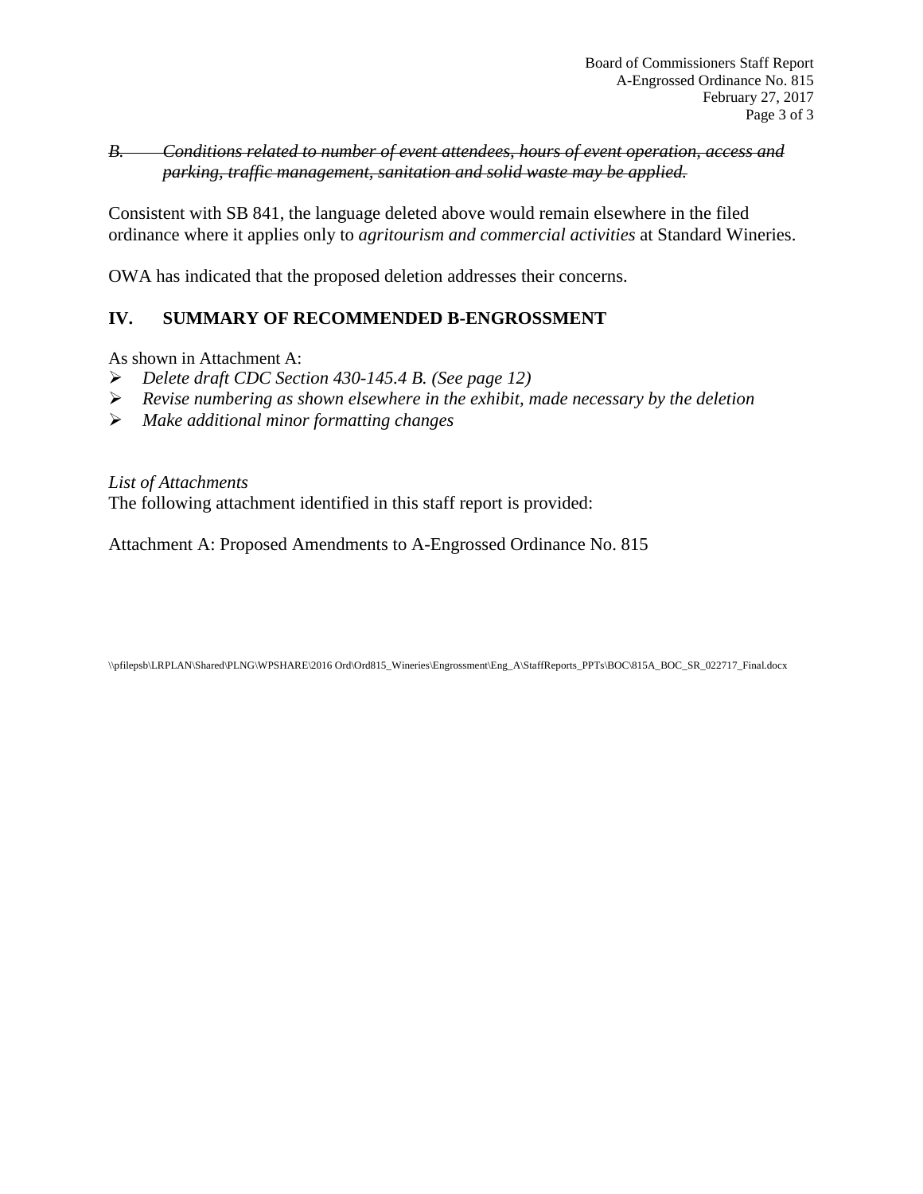~~*B. Conditions related to number of event attendees, hours of event operation, access and parking, traffic management, sanitation and solid waste may be applied.*~~

Consistent with SB 841, the language deleted above would remain elsewhere in the filed ordinance where it applies only to *agritourism and commercial activities* at Standard Wineries.

OWA has indicated that the proposed deletion addresses their concerns.

## IV. SUMMARY OF RECOMMENDED B-ENGROSSMENT

As shown in Attachment A:

- *Delete draft CDC Section 430-145.4 B. (See page 12)*
- *Revise numbering as shown elsewhere in the exhibit, made necessary by the deletion*
- *Make additional minor formatting changes*

*List of Attachments*

The following attachment identified in this staff report is provided:

Attachment A: Proposed Amendments to A-Engrossed Ordinance No. 815

\\pfilepsb\LRPLAN\Shared\PLNG\WPSHARE\2016 Ord\Ord815_Wineries\Engrossment\Eng_A\StaffReports_PPTs\BOC\815A_BOC_SR_022717_Final.docx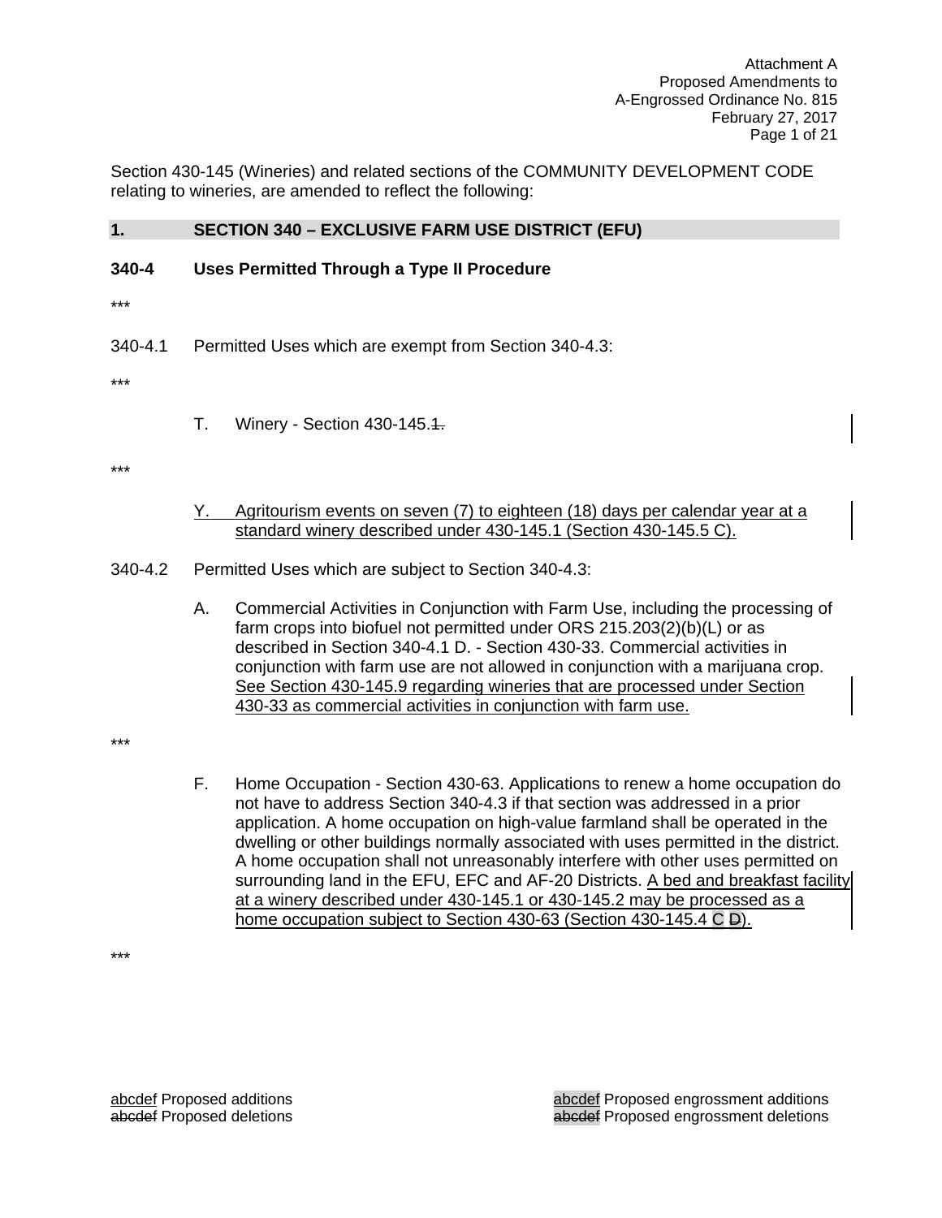Section 430-145 (Wineries) and related sections of the COMMUNITY DEVELOPMENT CODE relating to wineries, are amended to reflect the following:

## 1. SECTION 340 – EXCLUSIVE FARM USE DISTRICT (EFU)

### 340-4 Uses Permitted Through a Type II Procedure

***

340-4.1 Permitted Uses which are exempt from Section 340-4.3:

***

T. Winery - Section 430-145.~~1.~~

***

<u>Y. Agritourism events on seven (7) to eighteen (18) days per calendar year at a standard winery described under 430-145.1 (Section 430-145.5 C).</u>

340-4.2 Permitted Uses which are subject to Section 340-4.3:

A. Commercial Activities in Conjunction with Farm Use, including the processing of farm crops into biofuel not permitted under ORS 215.203(2)(b)(L) or as described in Section 340-4.1 D. - Section 430-33. Commercial activities in conjunction with farm use are not allowed in conjunction with a marijuana crop. <u>See Section 430-145.9 regarding wineries that are processed under Section 430-33 as commercial activities in conjunction with farm use.</u>

***

F. Home Occupation - Section 430-63. Applications to renew a home occupation do not have to address Section 340-4.3 if that section was addressed in a prior application. A home occupation on high-value farmland shall be operated in the dwelling or other buildings normally associated with uses permitted in the district. A home occupation shall not unreasonably interfere with other uses permitted on surrounding land in the EFU, EFC and AF-20 Districts. <u>A bed and breakfast facility at a winery described under 430-145.1 or 430-145.2 may be processed as a home occupation subject to Section 430-63 (Section 430-145.4 C ~~D~~).</u>

***

<u>abcdef</u> Proposed additions
~~abcdef~~ Proposed deletions

<u>abcdef</u> Proposed engrossment additions
~~abcdef~~ Proposed engrossment deletions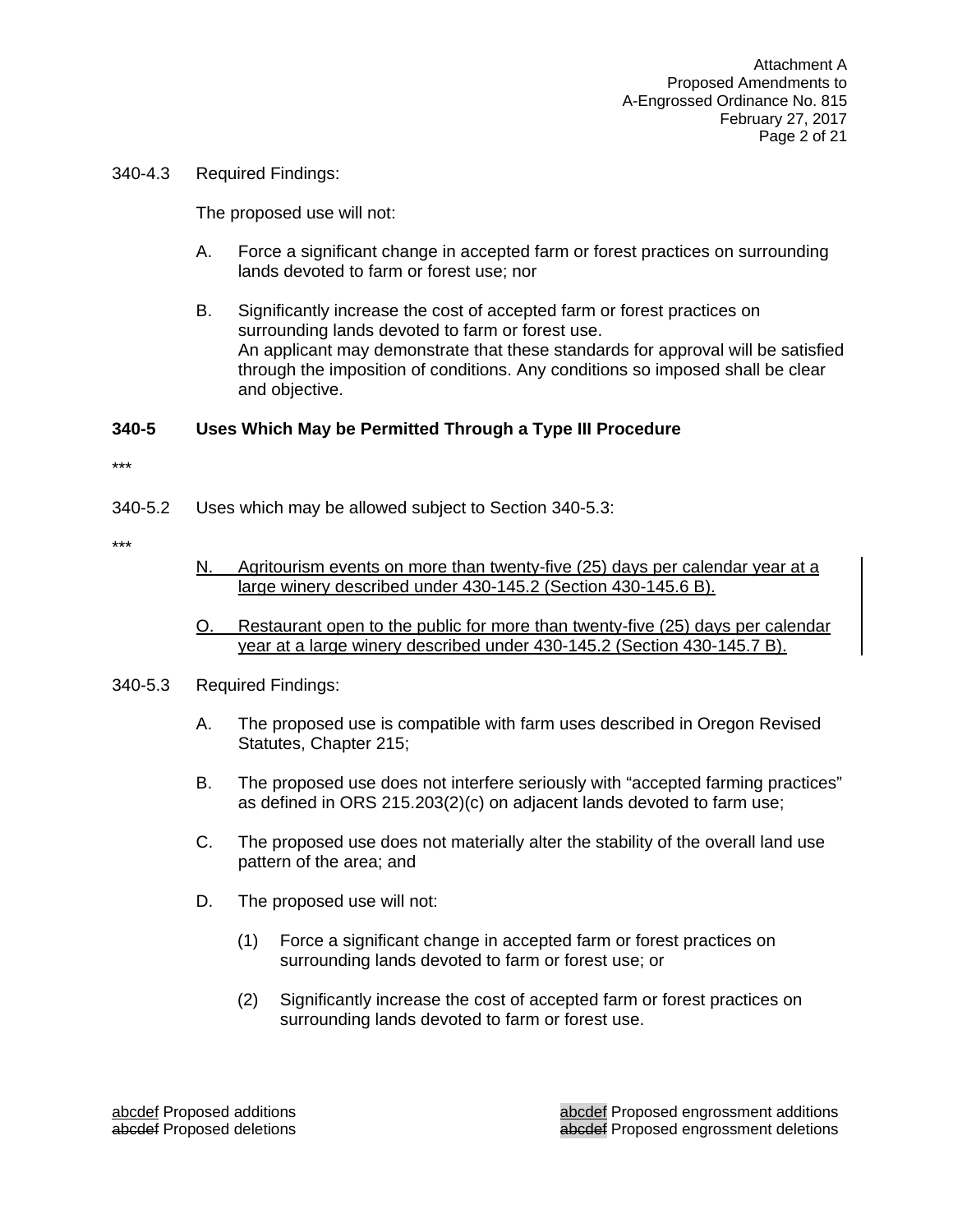340-4.3 Required Findings:

The proposed use will not:

A. Force a significant change in accepted farm or forest practices on surrounding lands devoted to farm or forest use; nor

B. Significantly increase the cost of accepted farm or forest practices on surrounding lands devoted to farm or forest use.
An applicant may demonstrate that these standards for approval will be satisfied through the imposition of conditions. Any conditions so imposed shall be clear and objective.

**340-5 Uses Which May be Permitted Through a Type III Procedure**

***

340-5.2 Uses which may be allowed subject to Section 340-5.3:

***

<u>N. Agritourism events on more than twenty-five (25) days per calendar year at a large winery described under 430-145.2 (Section 430-145.6 B).</u>

<u>O. Restaurant open to the public for more than twenty-five (25) days per calendar year at a large winery described under 430-145.2 (Section 430-145.7 B).</u>

340-5.3 Required Findings:

A. The proposed use is compatible with farm uses described in Oregon Revised Statutes, Chapter 215;

B. The proposed use does not interfere seriously with "accepted farming practices" as defined in ORS 215.203(2)(c) on adjacent lands devoted to farm use;

C. The proposed use does not materially alter the stability of the overall land use pattern of the area; and

D. The proposed use will not:

(1) Force a significant change in accepted farm or forest practices on surrounding lands devoted to farm or forest use; or

(2) Significantly increase the cost of accepted farm or forest practices on surrounding lands devoted to farm or forest use.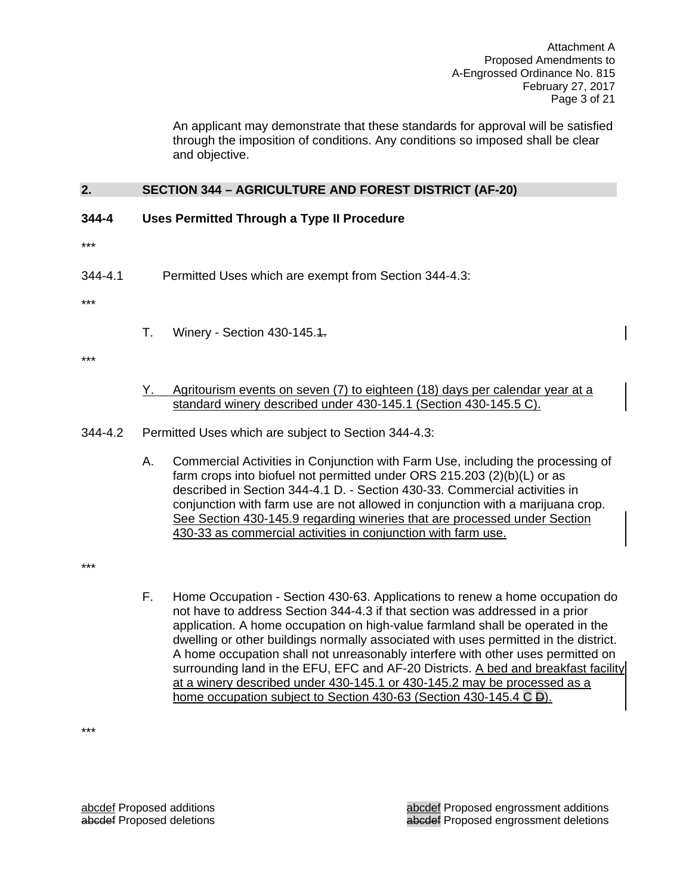An applicant may demonstrate that these standards for approval will be satisfied through the imposition of conditions. Any conditions so imposed shall be clear and objective.

## 2. SECTION 344 – AGRICULTURE AND FOREST DISTRICT (AF-20)

### 344-4 Uses Permitted Through a Type II Procedure

***

344-4.1 Permitted Uses which are exempt from Section 344-4.3:

***

T. Winery - Section 430-145.~~1.~~

***

<u>Y. Agritourism events on seven (7) to eighteen (18) days per calendar year at a standard winery described under 430-145.1 (Section 430-145.5 C).</u>

344-4.2 Permitted Uses which are subject to Section 344-4.3:

A. Commercial Activities in Conjunction with Farm Use, including the processing of farm crops into biofuel not permitted under ORS 215.203 (2)(b)(L) or as described in Section 344-4.1 D. - Section 430-33. Commercial activities in conjunction with farm use are not allowed in conjunction with a marijuana crop. <u>See Section 430-145.9 regarding wineries that are processed under Section 430-33 as commercial activities in conjunction with farm use.</u>

***

F. Home Occupation - Section 430-63. Applications to renew a home occupation do not have to address Section 344-4.3 if that section was addressed in a prior application. A home occupation on high-value farmland shall be operated in the dwelling or other buildings normally associated with uses permitted in the district. A home occupation shall not unreasonably interfere with other uses permitted on surrounding land in the EFU, EFC and AF-20 Districts. <u>A bed and breakfast facility at a winery described under 430-145.1 or 430-145.2 may be processed as a home occupation subject to Section 430-63 (Section 430-145.4 C ~~D~~).</u>

***

<u>abcdef</u> Proposed additions
~~abcdef~~ Proposed deletions

<u>abcdef</u> Proposed engrossment additions
~~abcdef~~ Proposed engrossment deletions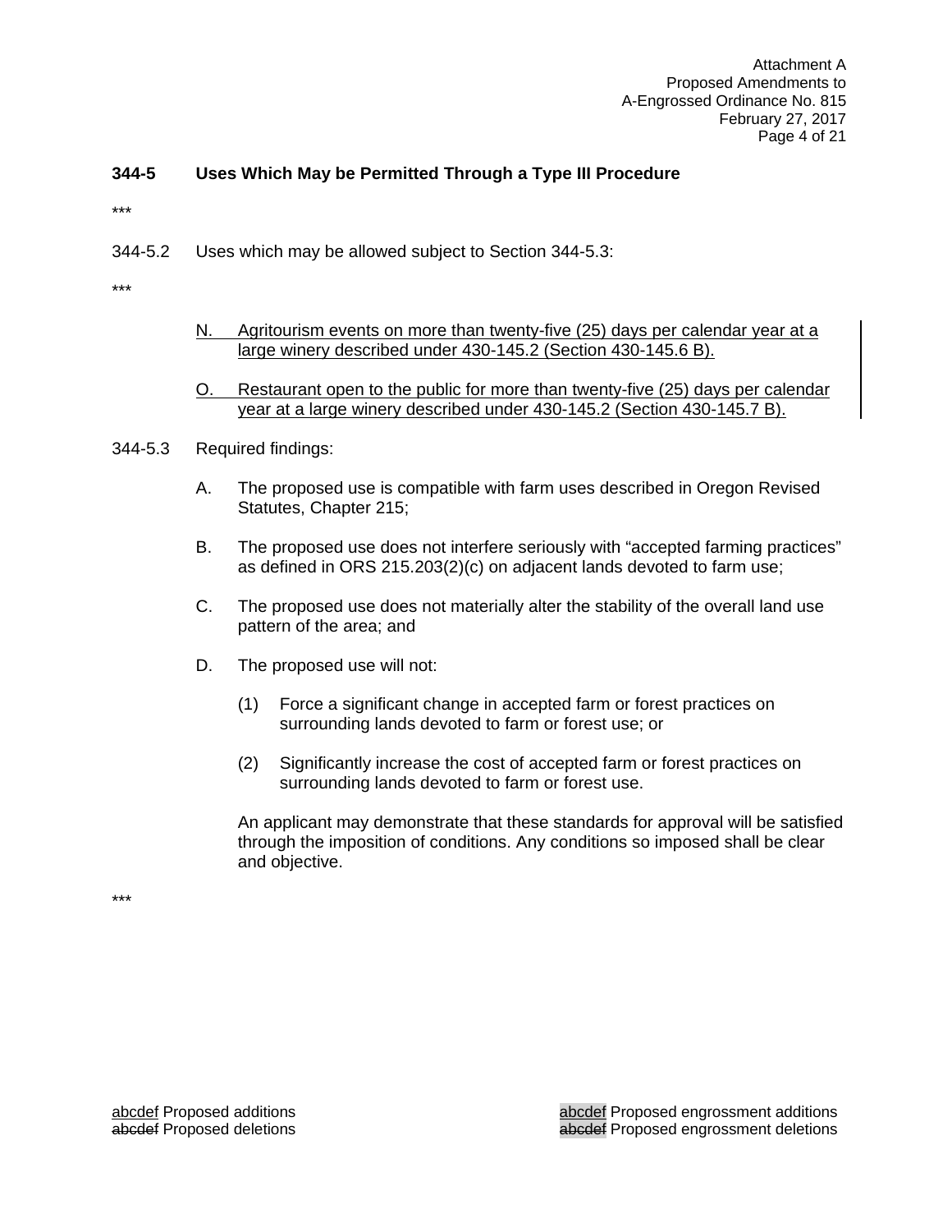**344-5 Uses Which May be Permitted Through a Type III Procedure**

\*\*\*

344-5.2 Uses which may be allowed subject to Section 344-5.3:

\*\*\*

N. Agritourism events on more than twenty-five (25) days per calendar year at a large winery described under 430-145.2 (Section 430-145.6 B).

O. Restaurant open to the public for more than twenty-five (25) days per calendar year at a large winery described under 430-145.2 (Section 430-145.7 B).

344-5.3 Required findings:

A. The proposed use is compatible with farm uses described in Oregon Revised Statutes, Chapter 215;

B. The proposed use does not interfere seriously with "accepted farming practices" as defined in ORS 215.203(2)(c) on adjacent lands devoted to farm use;

C. The proposed use does not materially alter the stability of the overall land use pattern of the area; and

D. The proposed use will not:

(1) Force a significant change in accepted farm or forest practices on surrounding lands devoted to farm or forest use; or

(2) Significantly increase the cost of accepted farm or forest practices on surrounding lands devoted to farm or forest use.

An applicant may demonstrate that these standards for approval will be satisfied through the imposition of conditions. Any conditions so imposed shall be clear and objective.

\*\*\*

abcdef Proposed additions
~~abcdef~~ Proposed deletions

abcdef Proposed engrossment additions
~~abcdef~~ Proposed engrossment deletions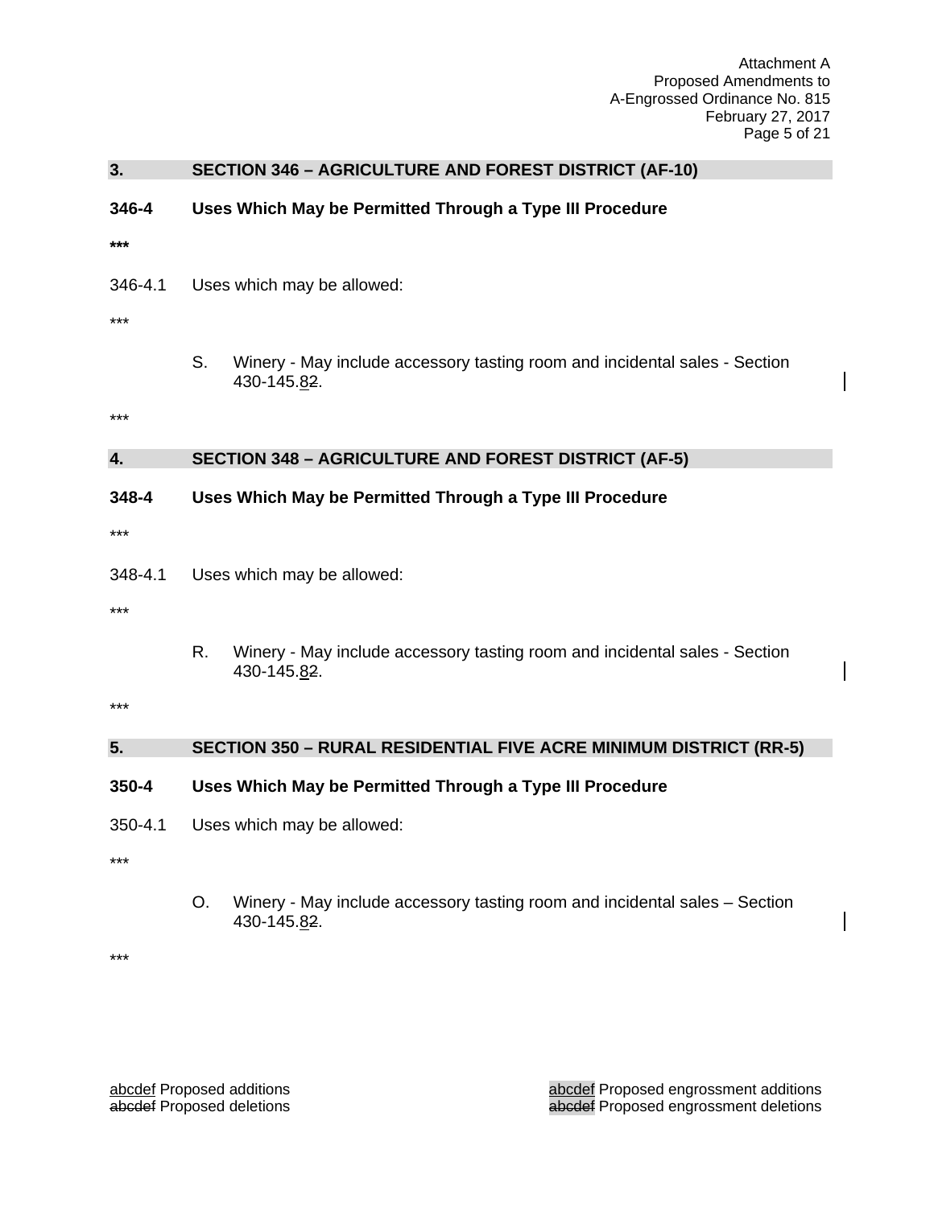## 3. SECTION 346 – AGRICULTURE AND FOREST DISTRICT (AF-10)

### 346-4 Uses Which May be Permitted Through a Type III Procedure

**\*\*\***

346-4.1 Uses which may be allowed:

\*\*\*

S. Winery - May include accessory tasting room and incidental sales - Section 430-145.<u>8</u>~~2~~.

\*\*\*

## 4. SECTION 348 – AGRICULTURE AND FOREST DISTRICT (AF-5)

### 348-4 Uses Which May be Permitted Through a Type III Procedure

\*\*\*

348-4.1 Uses which may be allowed:

\*\*\*

R. Winery - May include accessory tasting room and incidental sales - Section 430-145.<u>8</u>~~2~~.

\*\*\*

## 5. SECTION 350 – RURAL RESIDENTIAL FIVE ACRE MINIMUM DISTRICT (RR-5)

### 350-4 Uses Which May be Permitted Through a Type III Procedure

350-4.1 Uses which may be allowed:

\*\*\*

O. Winery - May include accessory tasting room and incidental sales – Section 430-145.<u>8</u>~~2~~.

\*\*\*

<u>abcdef</u> Proposed additions
~~abcdef~~ Proposed deletions

<u>abcdef</u> Proposed engrossment additions
~~abcdef~~ Proposed engrossment deletions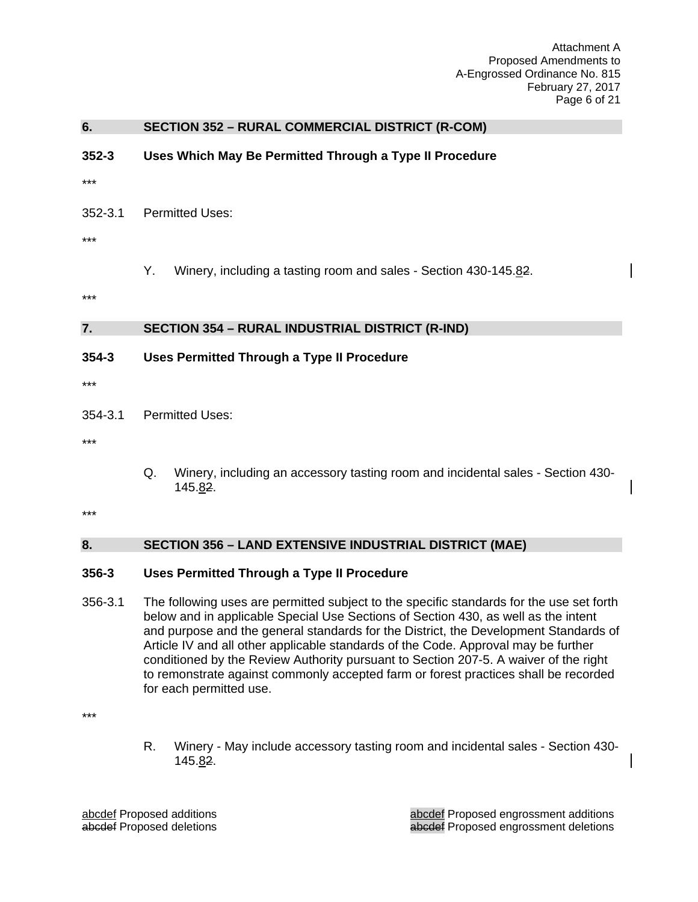## 6. SECTION 352 – RURAL COMMERCIAL DISTRICT (R-COM)

### 352-3 Uses Which May Be Permitted Through a Type II Procedure

***

352-3.1 Permitted Uses:

***

Y. Winery, including a tasting room and sales - Section 430-145.<u>8</u>~~2~~.

***

## 7. SECTION 354 – RURAL INDUSTRIAL DISTRICT (R-IND)

### 354-3 Uses Permitted Through a Type II Procedure

***

354-3.1 Permitted Uses:

***

Q. Winery, including an accessory tasting room and incidental sales - Section 430-145.<u>8</u>~~2~~.

***

## 8. SECTION 356 – LAND EXTENSIVE INDUSTRIAL DISTRICT (MAE)

### 356-3 Uses Permitted Through a Type II Procedure

356-3.1 The following uses are permitted subject to the specific standards for the use set forth below and in applicable Special Use Sections of Section 430, as well as the intent and purpose and the general standards for the District, the Development Standards of Article IV and all other applicable standards of the Code. Approval may be further conditioned by the Review Authority pursuant to Section 207-5. A waiver of the right to remonstrate against commonly accepted farm or forest practices shall be recorded for each permitted use.

***

R. Winery - May include accessory tasting room and incidental sales - Section 430-145.<u>8</u>~~2~~.

<u>abcdef</u> Proposed additions
~~abcdef~~ Proposed deletions

<u>abcdef</u> Proposed engrossment additions
~~abcdef~~ Proposed engrossment deletions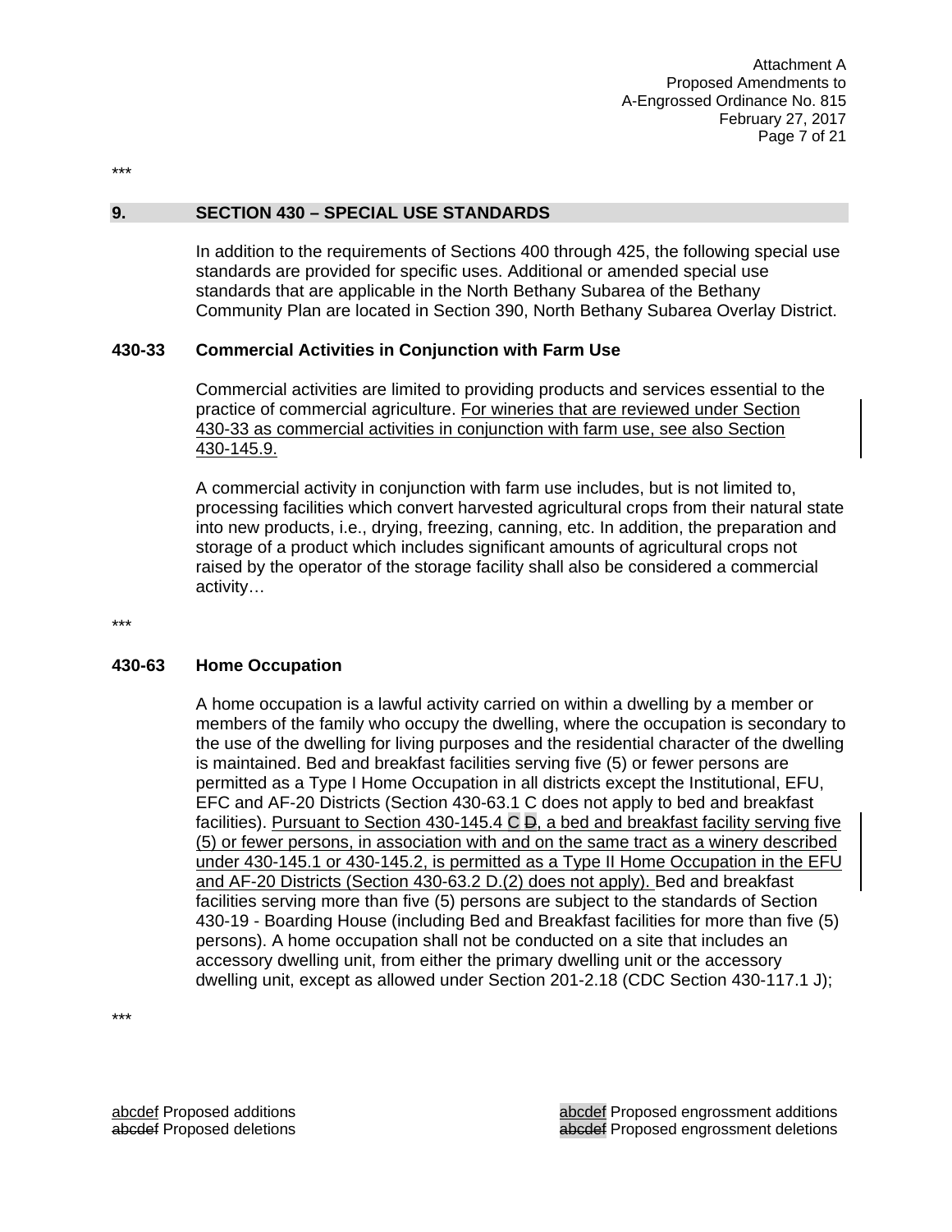\*\*\*

## 9. SECTION 430 – SPECIAL USE STANDARDS

In addition to the requirements of Sections 400 through 425, the following special use standards are provided for specific uses. Additional or amended special use standards that are applicable in the North Bethany Subarea of the Bethany Community Plan are located in Section 390, North Bethany Subarea Overlay District.

### 430-33 Commercial Activities in Conjunction with Farm Use

Commercial activities are limited to providing products and services essential to the practice of commercial agriculture. <u>For wineries that are reviewed under Section 430-33 as commercial activities in conjunction with farm use, see also Section 430-145.9.</u>

A commercial activity in conjunction with farm use includes, but is not limited to, processing facilities which convert harvested agricultural crops from their natural state into new products, i.e., drying, freezing, canning, etc. In addition, the preparation and storage of a product which includes significant amounts of agricultural crops not raised by the operator of the storage facility shall also be considered a commercial activity…

\*\*\*

### 430-63 Home Occupation

A home occupation is a lawful activity carried on within a dwelling by a member or members of the family who occupy the dwelling, where the occupation is secondary to the use of the dwelling for living purposes and the residential character of the dwelling is maintained. Bed and breakfast facilities serving five (5) or fewer persons are permitted as a Type I Home Occupation in all districts except the Institutional, EFU, EFC and AF-20 Districts (Section 430-63.1 C does not apply to bed and breakfast facilities). <u>Pursuant to Section 430-145.4 C ~~D~~, a bed and breakfast facility serving five (5) or fewer persons, in association with and on the same tract as a winery described under 430-145.1 or 430-145.2, is permitted as a Type II Home Occupation in the EFU and AF-20 Districts (Section 430-63.2 D.(2) does not apply).</u> Bed and breakfast facilities serving more than five (5) persons are subject to the standards of Section 430-19 - Boarding House (including Bed and Breakfast facilities for more than five (5) persons). A home occupation shall not be conducted on a site that includes an accessory dwelling unit, from either the primary dwelling unit or the accessory dwelling unit, except as allowed under Section 201-2.18 (CDC Section 430-117.1 J);

\*\*\*

<u>abcdef</u> Proposed additions
~~abcdef~~ Proposed deletions

<u>abcdef</u> Proposed engrossment additions
~~abcdef~~ Proposed engrossment deletions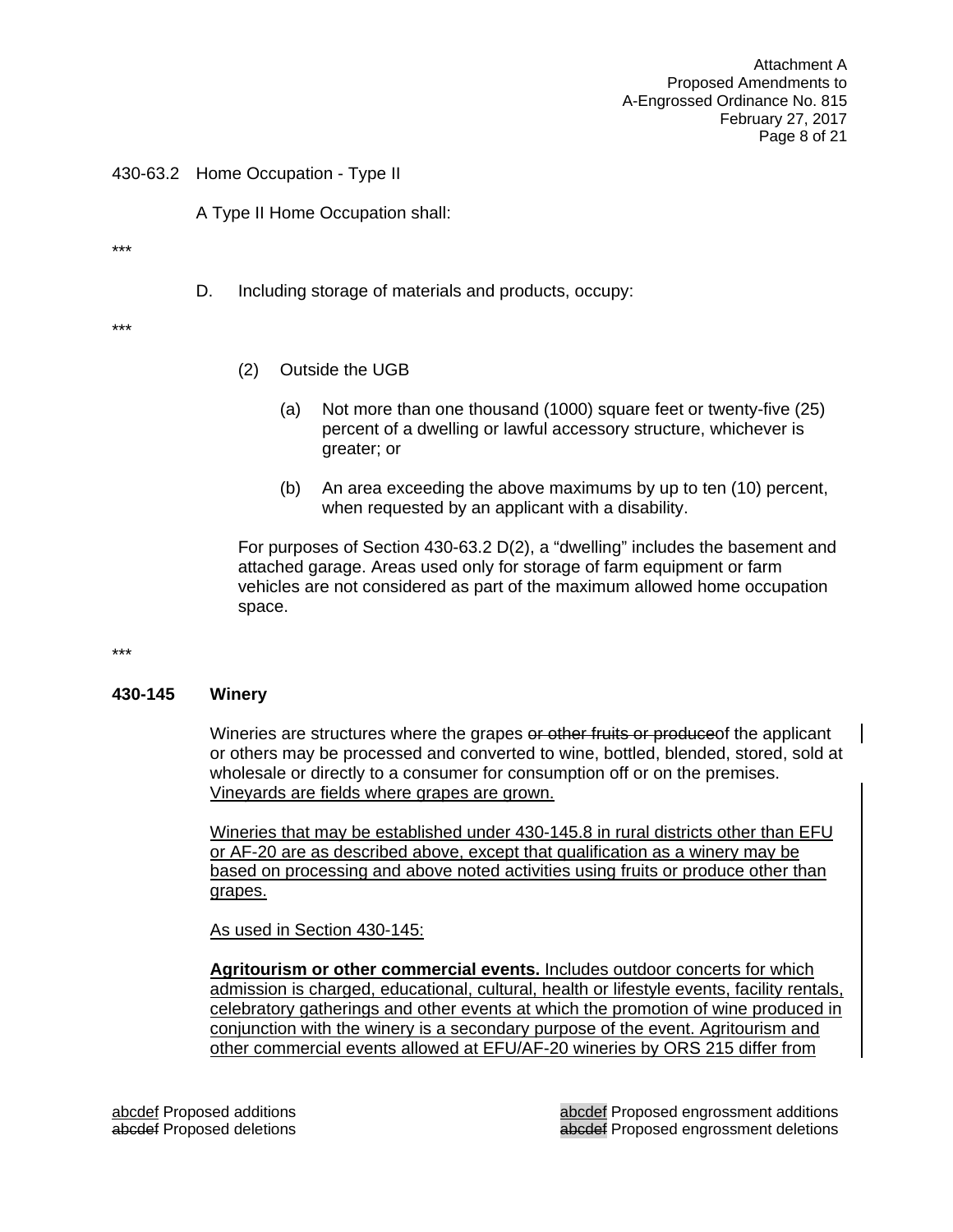430-63.2 Home Occupation - Type II

A Type II Home Occupation shall:

\*\*\*

D. Including storage of materials and products, occupy:

\*\*\*

(2) Outside the UGB

(a) Not more than one thousand (1000) square feet or twenty-five (25) percent of a dwelling or lawful accessory structure, whichever is greater; or

(b) An area exceeding the above maximums by up to ten (10) percent, when requested by an applicant with a disability.

For purposes of Section 430-63.2 D(2), a "dwelling" includes the basement and attached garage. Areas used only for storage of farm equipment or farm vehicles are not considered as part of the maximum allowed home occupation space.

\*\*\*

**430-145 Winery**

Wineries are structures where the grapes ~~or other fruits or produce~~of the applicant or others may be processed and converted to wine, bottled, blended, stored, sold at wholesale or directly to a consumer for consumption off or on the premises. <u>Vineyards are fields where grapes are grown.</u>

<u>Wineries that may be established under 430-145.8 in rural districts other than EFU or AF-20 are as described above, except that qualification as a winery may be based on processing and above noted activities using fruits or produce other than grapes.</u>

<u>As used in Section 430-145:</u>

<u>**Agritourism or other commercial events.** Includes outdoor concerts for which admission is charged, educational, cultural, health or lifestyle events, facility rentals, celebratory gatherings and other events at which the promotion of wine produced in conjunction with the winery is a secondary purpose of the event. Agritourism and other commercial events allowed at EFU/AF-20 wineries by ORS 215 differ from</u>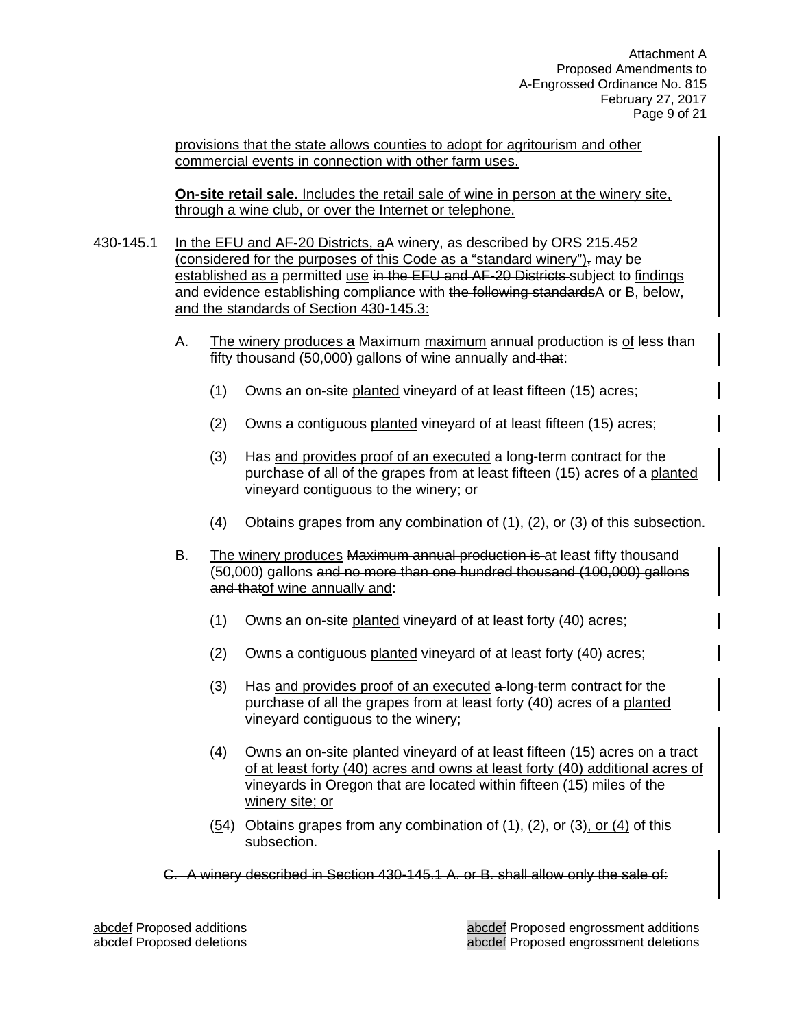<u>provisions that the state allows counties to adopt for agritourism and other commercial events in connection with other farm uses.</u>

<u>**On-site retail sale.** Includes the retail sale of wine in person at the winery site, through a wine club, or over the Internet or telephone.</u>

430-145.1 <u>In the EFU and AF-20 Districts, a</u>~~A~~ winery~~,~~ as described by ORS 215.452 <u>(considered for the purposes of this Code as a "standard winery")</u>~~,~~ may be <u>established as a</u> permitted <u>use</u> ~~in the EFU and AF-20 Districts~~ subject to <u>findings and evidence establishing compliance with</u> ~~the following standards~~<u>A or B, below, and the standards of Section 430-145.3:</u>

A. <u>The winery produces a</u> ~~Maximum~~ <u>maximum</u> ~~annual production is~~ <u>of</u> less than fifty thousand (50,000) gallons of wine annually and ~~that~~:

   (1) Owns an on-site <u>planted</u> vineyard of at least fifteen (15) acres;

   (2) Owns a contiguous <u>planted</u> vineyard of at least fifteen (15) acres;

   (3) Has <u>and provides proof of an executed</u> ~~a~~ long-term contract for the purchase of all of the grapes from at least fifteen (15) acres of a <u>planted</u> vineyard contiguous to the winery; or

   (4) Obtains grapes from any combination of (1), (2), or (3) of this subsection.

B. <u>The winery produces</u> ~~Maximum annual production is~~ at least fifty thousand (50,000) gallons ~~and no more than one hundred thousand (100,000) gallons and that~~<u>of wine annually and</u>:

   (1) Owns an on-site <u>planted</u> vineyard of at least forty (40) acres;

   (2) Owns a contiguous <u>planted</u> vineyard of at least forty (40) acres;

   (3) Has <u>and provides proof of an executed</u> ~~a~~ long-term contract for the purchase of all the grapes from at least forty (40) acres of a <u>planted</u> vineyard contiguous to the winery;

   <u>(4) Owns an on-site planted vineyard of at least fifteen (15) acres on a tract of at least forty (40) acres and owns at least forty (40) additional acres of vineyards in Oregon that are located within fifteen (15) miles of the winery site; or</u>

   (<u>5</u>~~4~~) Obtains grapes from any combination of (1), (2), ~~or~~ (3)<u>, or (4)</u> of this subsection.

~~C. A winery described in Section 430-145.1 A. or B. shall allow only the sale of:~~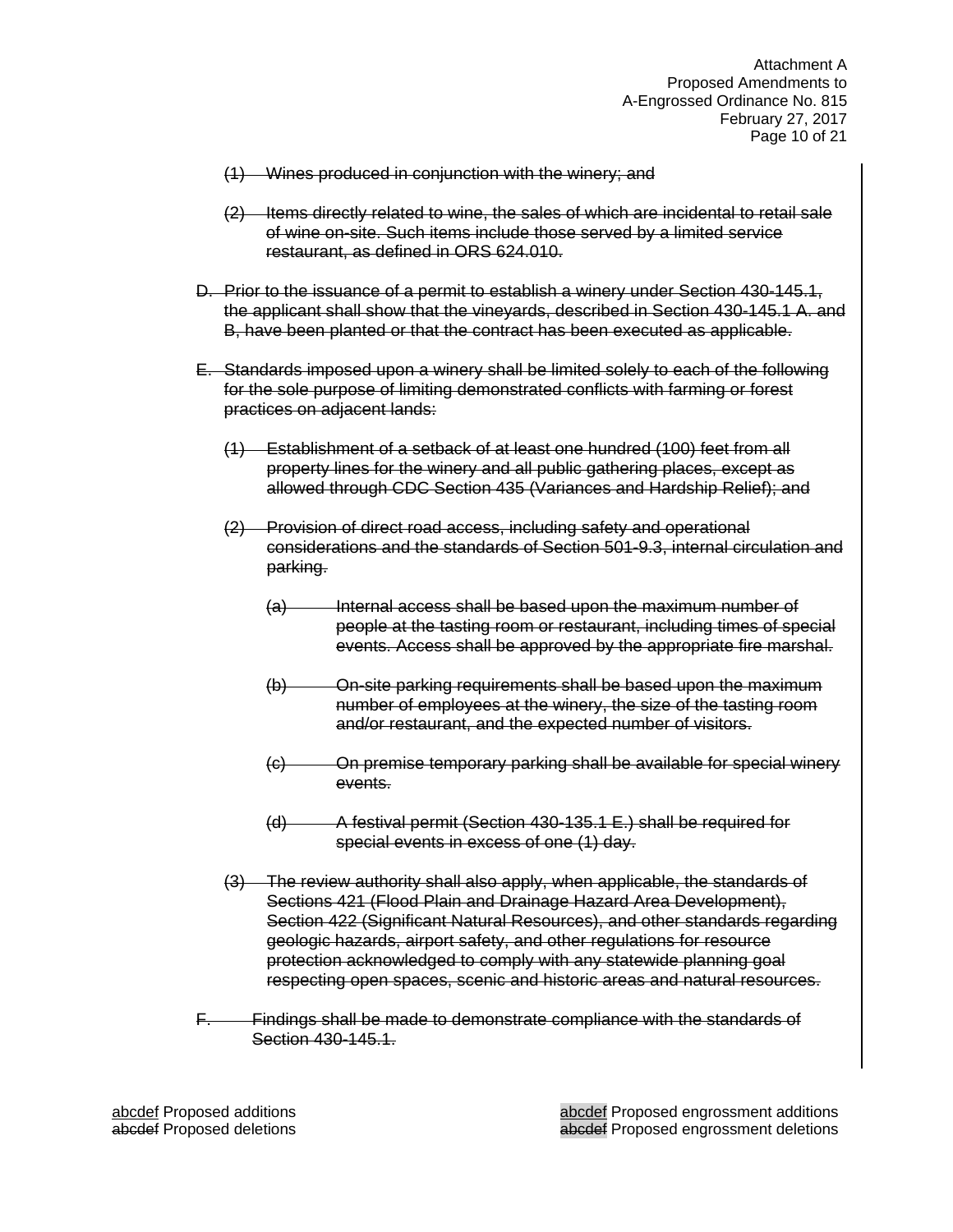~~(1) Wines produced in conjunction with the winery; and~~

~~(2) Items directly related to wine, the sales of which are incidental to retail sale of wine on-site. Such items include those served by a limited service restaurant, as defined in ORS 624.010.~~

~~D. Prior to the issuance of a permit to establish a winery under Section 430-145.1, the applicant shall show that the vineyards, described in Section 430-145.1 A. and B, have been planted or that the contract has been executed as applicable.~~

~~E. Standards imposed upon a winery shall be limited solely to each of the following for the sole purpose of limiting demonstrated conflicts with farming or forest practices on adjacent lands:~~

~~(1) Establishment of a setback of at least one hundred (100) feet from all property lines for the winery and all public gathering places, except as allowed through CDC Section 435 (Variances and Hardship Relief); and~~

~~(2) Provision of direct road access, including safety and operational considerations and the standards of Section 501-9.3, internal circulation and parking.~~

~~(a) Internal access shall be based upon the maximum number of people at the tasting room or restaurant, including times of special events. Access shall be approved by the appropriate fire marshal.~~

~~(b) On-site parking requirements shall be based upon the maximum number of employees at the winery, the size of the tasting room and/or restaurant, and the expected number of visitors.~~

~~(c) On premise temporary parking shall be available for special winery events.~~

~~(d) A festival permit (Section 430-135.1 E.) shall be required for special events in excess of one (1) day.~~

~~(3) The review authority shall also apply, when applicable, the standards of Sections 421 (Flood Plain and Drainage Hazard Area Development), Section 422 (Significant Natural Resources), and other standards regarding geologic hazards, airport safety, and other regulations for resource protection acknowledged to comply with any statewide planning goal respecting open spaces, scenic and historic areas and natural resources.~~

~~F. Findings shall be made to demonstrate compliance with the standards of Section 430-145.1.~~

abcdef Proposed additions
~~abcdef~~ Proposed deletions

abcdef Proposed engrossment additions
~~abcdef~~ Proposed engrossment deletions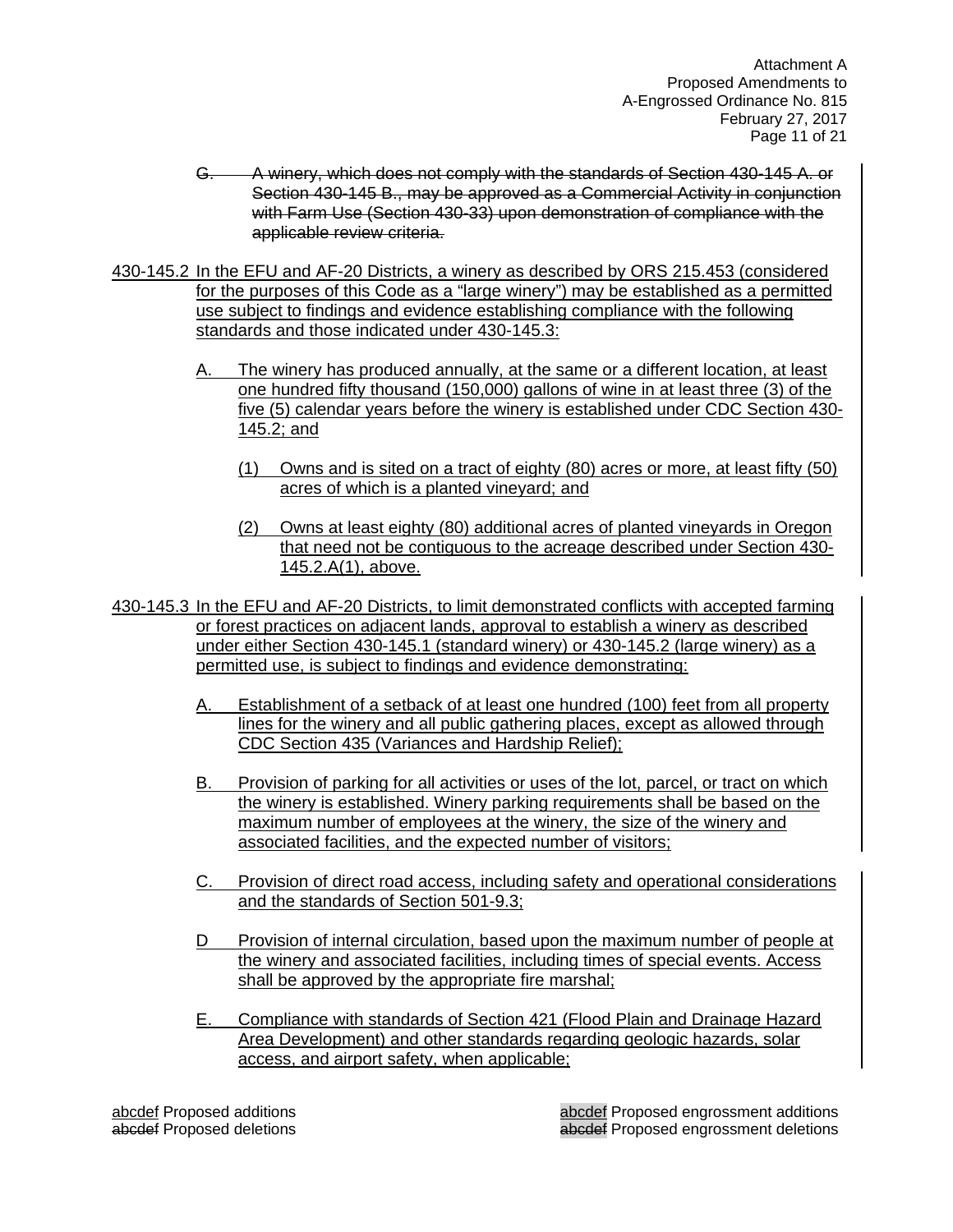~~G. A winery, which does not comply with the standards of Section 430-145 A. or Section 430-145 B., may be approved as a Commercial Activity in conjunction with Farm Use (Section 430-33) upon demonstration of compliance with the applicable review criteria.~~

430-145.2 In the EFU and AF-20 Districts, a winery as described by ORS 215.453 (considered for the purposes of this Code as a "large winery") may be established as a permitted use subject to findings and evidence establishing compliance with the following standards and those indicated under 430-145.3:

A. The winery has produced annually, at the same or a different location, at least one hundred fifty thousand (150,000) gallons of wine in at least three (3) of the five (5) calendar years before the winery is established under CDC Section 430-145.2; and

(1) Owns and is sited on a tract of eighty (80) acres or more, at least fifty (50) acres of which is a planted vineyard; and

(2) Owns at least eighty (80) additional acres of planted vineyards in Oregon that need not be contiguous to the acreage described under Section 430-145.2.A(1), above.

430-145.3 In the EFU and AF-20 Districts, to limit demonstrated conflicts with accepted farming or forest practices on adjacent lands, approval to establish a winery as described under either Section 430-145.1 (standard winery) or 430-145.2 (large winery) as a permitted use, is subject to findings and evidence demonstrating:

A. Establishment of a setback of at least one hundred (100) feet from all property lines for the winery and all public gathering places, except as allowed through CDC Section 435 (Variances and Hardship Relief);

B. Provision of parking for all activities or uses of the lot, parcel, or tract on which the winery is established. Winery parking requirements shall be based on the maximum number of employees at the winery, the size of the winery and associated facilities, and the expected number of visitors;

C. Provision of direct road access, including safety and operational considerations and the standards of Section 501-9.3;

D Provision of internal circulation, based upon the maximum number of people at the winery and associated facilities, including times of special events. Access shall be approved by the appropriate fire marshal;

E. Compliance with standards of Section 421 (Flood Plain and Drainage Hazard Area Development) and other standards regarding geologic hazards, solar access, and airport safety, when applicable;

abcdef Proposed additions
~~abcdef~~ Proposed deletions

abcdef Proposed engrossment additions
~~abcdef~~ Proposed engrossment deletions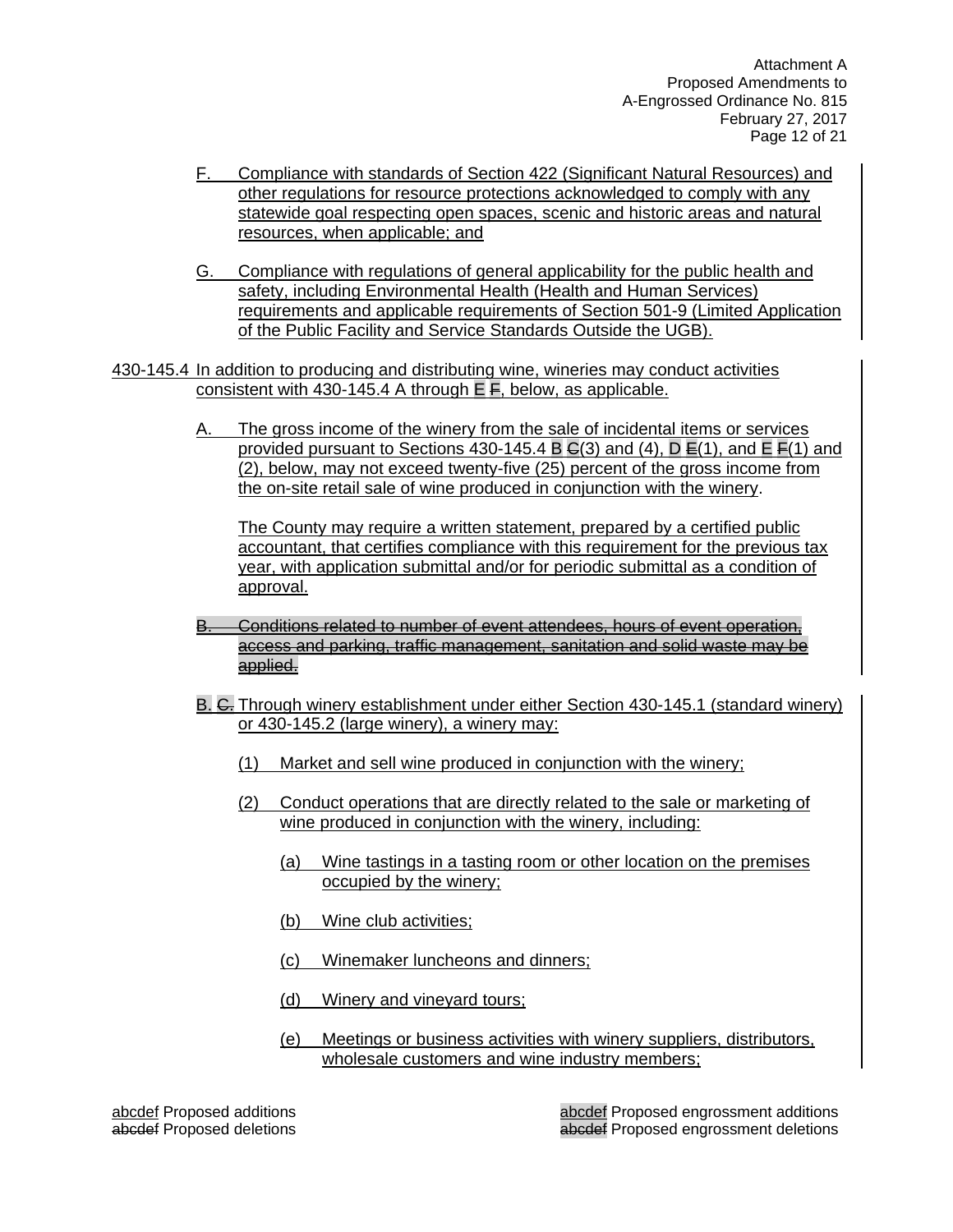F. Compliance with standards of Section 422 (Significant Natural Resources) and other regulations for resource protections acknowledged to comply with any statewide goal respecting open spaces, scenic and historic areas and natural resources, when applicable; and

G. Compliance with regulations of general applicability for the public health and safety, including Environmental Health (Health and Human Services) requirements and applicable requirements of Section 501-9 (Limited Application of the Public Facility and Service Standards Outside the UGB).

430-145.4 In addition to producing and distributing wine, wineries may conduct activities consistent with 430-145.4 A through E ~~F~~, below, as applicable.

A. The gross income of the winery from the sale of incidental items or services provided pursuant to Sections 430-145.4 B ~~C~~(3) and (4), D ~~E~~(1), and E ~~F~~(1) and (2), below, may not exceed twenty-five (25) percent of the gross income from the on-site retail sale of wine produced in conjunction with the winery.

The County may require a written statement, prepared by a certified public accountant, that certifies compliance with this requirement for the previous tax year, with application submittal and/or for periodic submittal as a condition of approval.

~~B. Conditions related to number of event attendees, hours of event operation, access and parking, traffic management, sanitation and solid waste may be applied.~~

B. ~~C.~~ Through winery establishment under either Section 430-145.1 (standard winery) or 430-145.2 (large winery), a winery may:

(1) Market and sell wine produced in conjunction with the winery;

(2) Conduct operations that are directly related to the sale or marketing of wine produced in conjunction with the winery, including:

(a) Wine tastings in a tasting room or other location on the premises occupied by the winery;

(b) Wine club activities;

(c) Winemaker luncheons and dinners;

(d) Winery and vineyard tours;

(e) Meetings or business activities with winery suppliers, distributors, wholesale customers and wine industry members;

abcdef Proposed additions
~~abcdef~~ Proposed deletions

abcdef Proposed engrossment additions
~~abcdef~~ Proposed engrossment deletions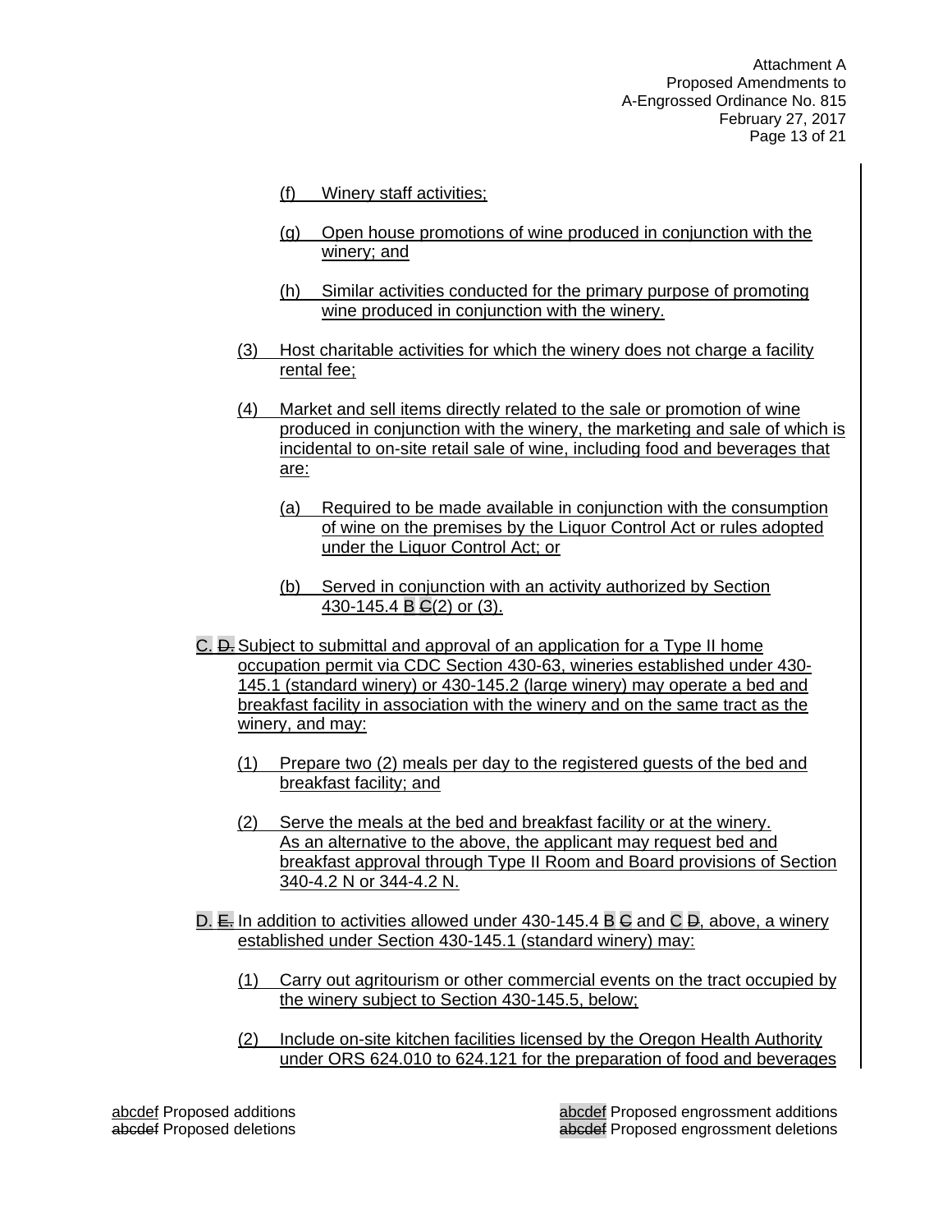(f) Winery staff activities;

(g) Open house promotions of wine produced in conjunction with the winery; and

(h) Similar activities conducted for the primary purpose of promoting wine produced in conjunction with the winery.

(3) Host charitable activities for which the winery does not charge a facility rental fee;

(4) Market and sell items directly related to the sale or promotion of wine produced in conjunction with the winery, the marketing and sale of which is incidental to on-site retail sale of wine, including food and beverages that are:

(a) Required to be made available in conjunction with the consumption of wine on the premises by the Liquor Control Act or rules adopted under the Liquor Control Act; or

(b) Served in conjunction with an activity authorized by Section 430-145.4 B ~~C~~(2) or (3).

C. ~~D.~~ Subject to submittal and approval of an application for a Type II home occupation permit via CDC Section 430-63, wineries established under 430-145.1 (standard winery) or 430-145.2 (large winery) may operate a bed and breakfast facility in association with the winery and on the same tract as the winery, and may:

(1) Prepare two (2) meals per day to the registered guests of the bed and breakfast facility; and

(2) Serve the meals at the bed and breakfast facility or at the winery. As an alternative to the above, the applicant may request bed and breakfast approval through Type II Room and Board provisions of Section 340-4.2 N or 344-4.2 N.

D. ~~E.~~ In addition to activities allowed under 430-145.4 B ~~C~~ and C ~~D~~, above, a winery established under Section 430-145.1 (standard winery) may:

(1) Carry out agritourism or other commercial events on the tract occupied by the winery subject to Section 430-145.5, below;

(2) Include on-site kitchen facilities licensed by the Oregon Health Authority under ORS 624.010 to 624.121 for the preparation of food and beverages

abcdef Proposed additions
~~abcdef~~ Proposed deletions

abcdef Proposed engrossment additions
~~abcdef~~ Proposed engrossment deletions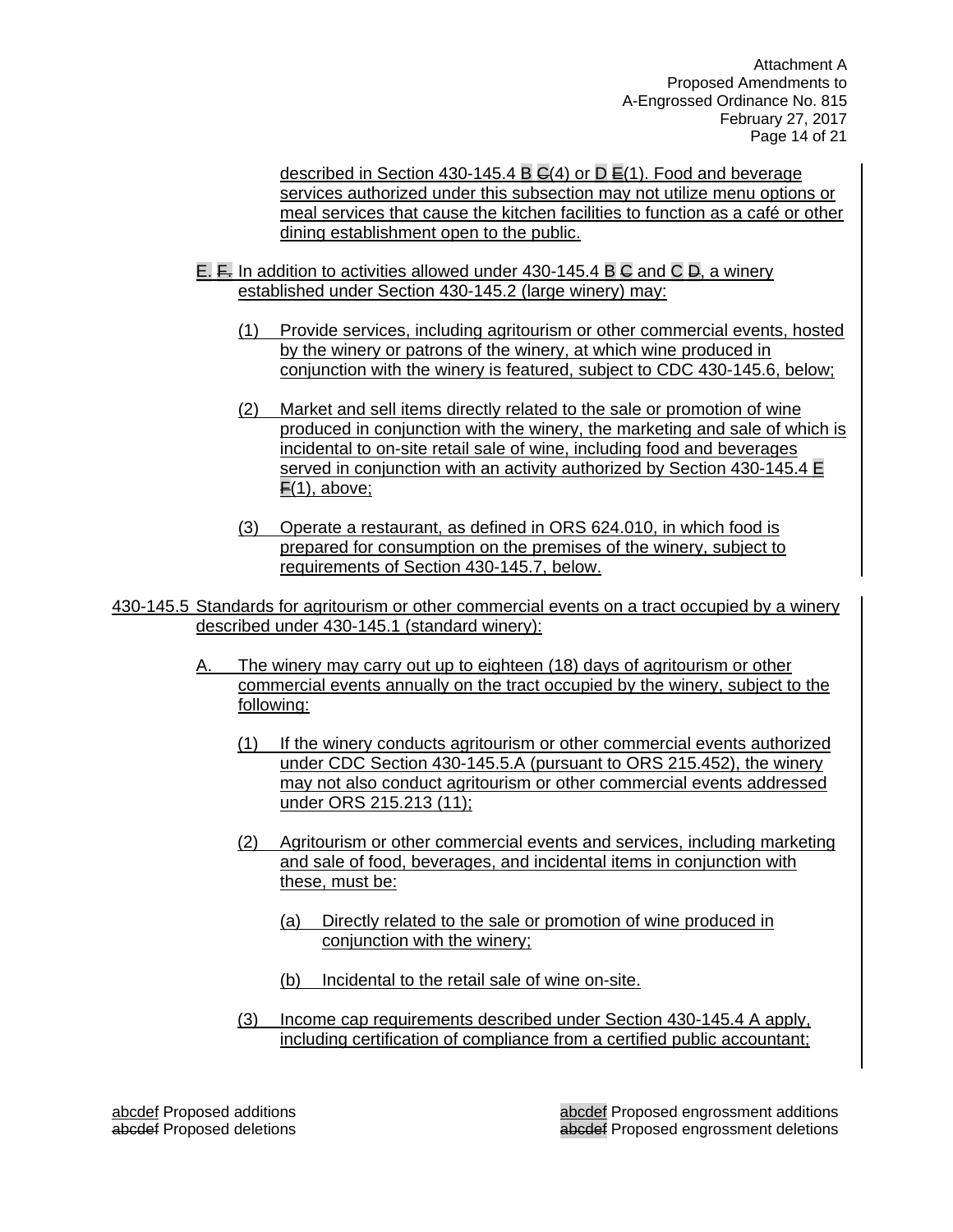described in Section 430-145.4 B C(4) or D E(1). Food and beverage services authorized under this subsection may not utilize menu options or meal services that cause the kitchen facilities to function as a café or other dining establishment open to the public.

E. F. In addition to activities allowed under 430-145.4 B C and C D, a winery established under Section 430-145.2 (large winery) may:

(1) Provide services, including agritourism or other commercial events, hosted by the winery or patrons of the winery, at which wine produced in conjunction with the winery is featured, subject to CDC 430-145.6, below;

(2) Market and sell items directly related to the sale or promotion of wine produced in conjunction with the winery, the marketing and sale of which is incidental to on-site retail sale of wine, including food and beverages served in conjunction with an activity authorized by Section 430-145.4 E F(1), above;

(3) Operate a restaurant, as defined in ORS 624.010, in which food is prepared for consumption on the premises of the winery, subject to requirements of Section 430-145.7, below.

430-145.5 Standards for agritourism or other commercial events on a tract occupied by a winery described under 430-145.1 (standard winery):

A. The winery may carry out up to eighteen (18) days of agritourism or other commercial events annually on the tract occupied by the winery, subject to the following:

(1) If the winery conducts agritourism or other commercial events authorized under CDC Section 430-145.5.A (pursuant to ORS 215.452), the winery may not also conduct agritourism or other commercial events addressed under ORS 215.213 (11);

(2) Agritourism or other commercial events and services, including marketing and sale of food, beverages, and incidental items in conjunction with these, must be:

(a) Directly related to the sale or promotion of wine produced in conjunction with the winery;

(b) Incidental to the retail sale of wine on-site.

(3) Income cap requirements described under Section 430-145.4 A apply, including certification of compliance from a certified public accountant;

abcdef Proposed additions
abcdef Proposed deletions

abcdef Proposed engrossment additions
abcdef Proposed engrossment deletions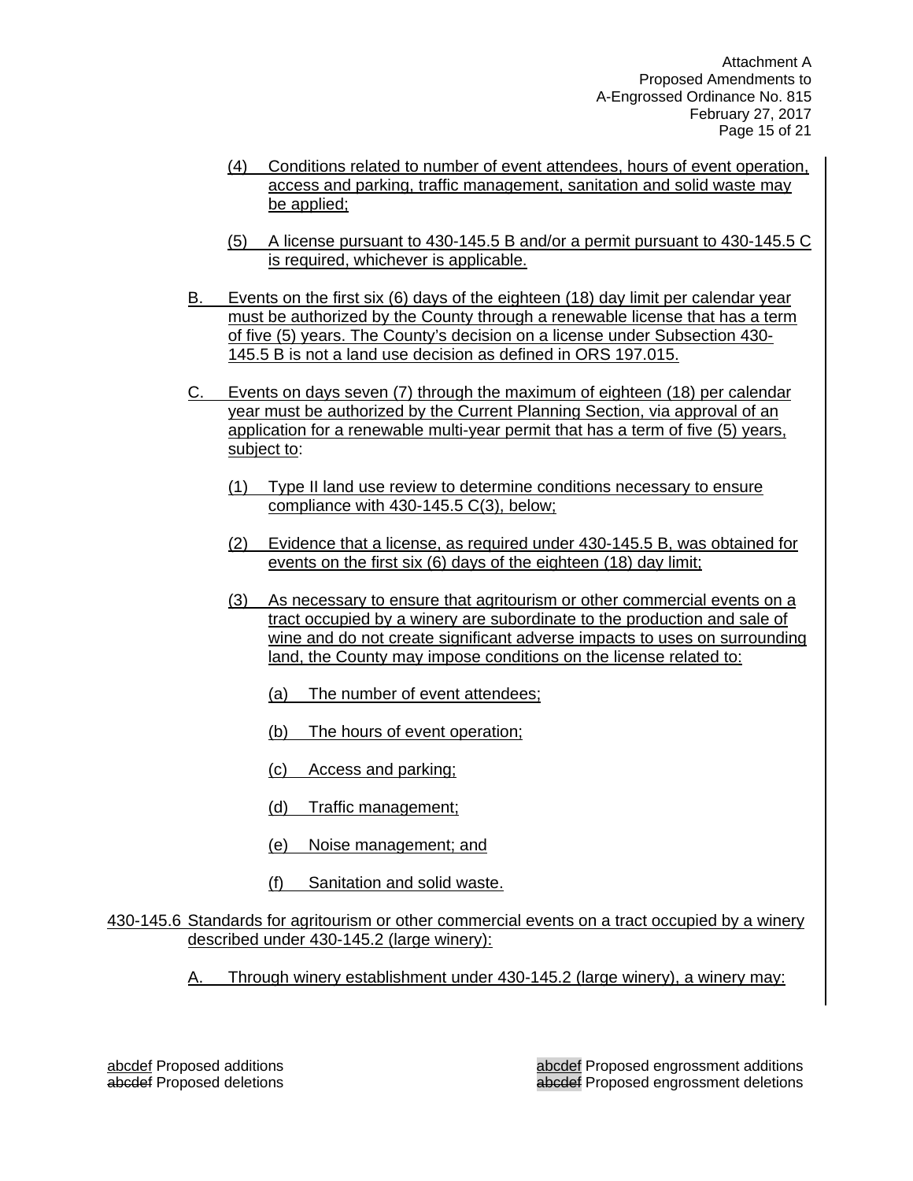(4) Conditions related to number of event attendees, hours of event operation, access and parking, traffic management, sanitation and solid waste may be applied;

(5) A license pursuant to 430-145.5 B and/or a permit pursuant to 430-145.5 C is required, whichever is applicable.

B. Events on the first six (6) days of the eighteen (18) day limit per calendar year must be authorized by the County through a renewable license that has a term of five (5) years. The County's decision on a license under Subsection 430-145.5 B is not a land use decision as defined in ORS 197.015.

C. Events on days seven (7) through the maximum of eighteen (18) per calendar year must be authorized by the Current Planning Section, via approval of an application for a renewable multi-year permit that has a term of five (5) years, subject to:

(1) Type II land use review to determine conditions necessary to ensure compliance with 430-145.5 C(3), below;

(2) Evidence that a license, as required under 430-145.5 B, was obtained for events on the first six (6) days of the eighteen (18) day limit;

(3) As necessary to ensure that agritourism or other commercial events on a tract occupied by a winery are subordinate to the production and sale of wine and do not create significant adverse impacts to uses on surrounding land, the County may impose conditions on the license related to:

(a) The number of event attendees;

(b) The hours of event operation;

(c) Access and parking;

(d) Traffic management;

(e) Noise management; and

(f) Sanitation and solid waste.

430-145.6 Standards for agritourism or other commercial events on a tract occupied by a winery described under 430-145.2 (large winery):

A. Through winery establishment under 430-145.2 (large winery), a winery may:

abcdef Proposed additions
~~abcdef~~ Proposed deletions

abcdef Proposed engrossment additions
~~abcdef~~ Proposed engrossment deletions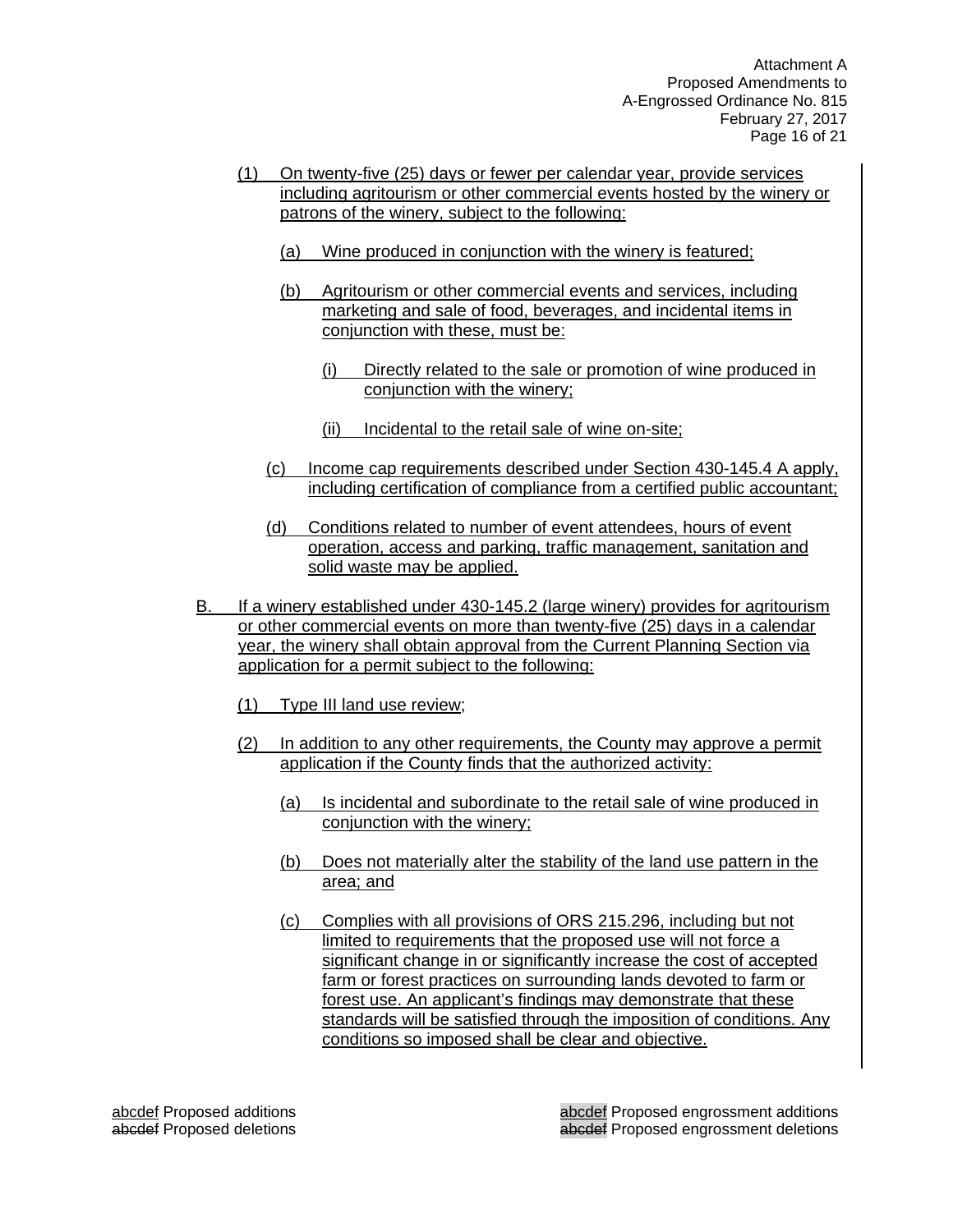(1) On twenty-five (25) days or fewer per calendar year, provide services including agritourism or other commercial events hosted by the winery or patrons of the winery, subject to the following:

(a) Wine produced in conjunction with the winery is featured;

(b) Agritourism or other commercial events and services, including marketing and sale of food, beverages, and incidental items in conjunction with these, must be:

(i) Directly related to the sale or promotion of wine produced in conjunction with the winery;

(ii) Incidental to the retail sale of wine on-site;

(c) Income cap requirements described under Section 430-145.4 A apply, including certification of compliance from a certified public accountant;

(d) Conditions related to number of event attendees, hours of event operation, access and parking, traffic management, sanitation and solid waste may be applied.

B. If a winery established under 430-145.2 (large winery) provides for agritourism or other commercial events on more than twenty-five (25) days in a calendar year, the winery shall obtain approval from the Current Planning Section via application for a permit subject to the following:

(1) Type III land use review;

(2) In addition to any other requirements, the County may approve a permit application if the County finds that the authorized activity:

(a) Is incidental and subordinate to the retail sale of wine produced in conjunction with the winery;

(b) Does not materially alter the stability of the land use pattern in the area; and

(c) Complies with all provisions of ORS 215.296, including but not limited to requirements that the proposed use will not force a significant change in or significantly increase the cost of accepted farm or forest practices on surrounding lands devoted to farm or forest use. An applicant's findings may demonstrate that these standards will be satisfied through the imposition of conditions. Any conditions so imposed shall be clear and objective.

abcdef Proposed additions
abcdef Proposed deletions

abcdef Proposed engrossment additions
abcdef Proposed engrossment deletions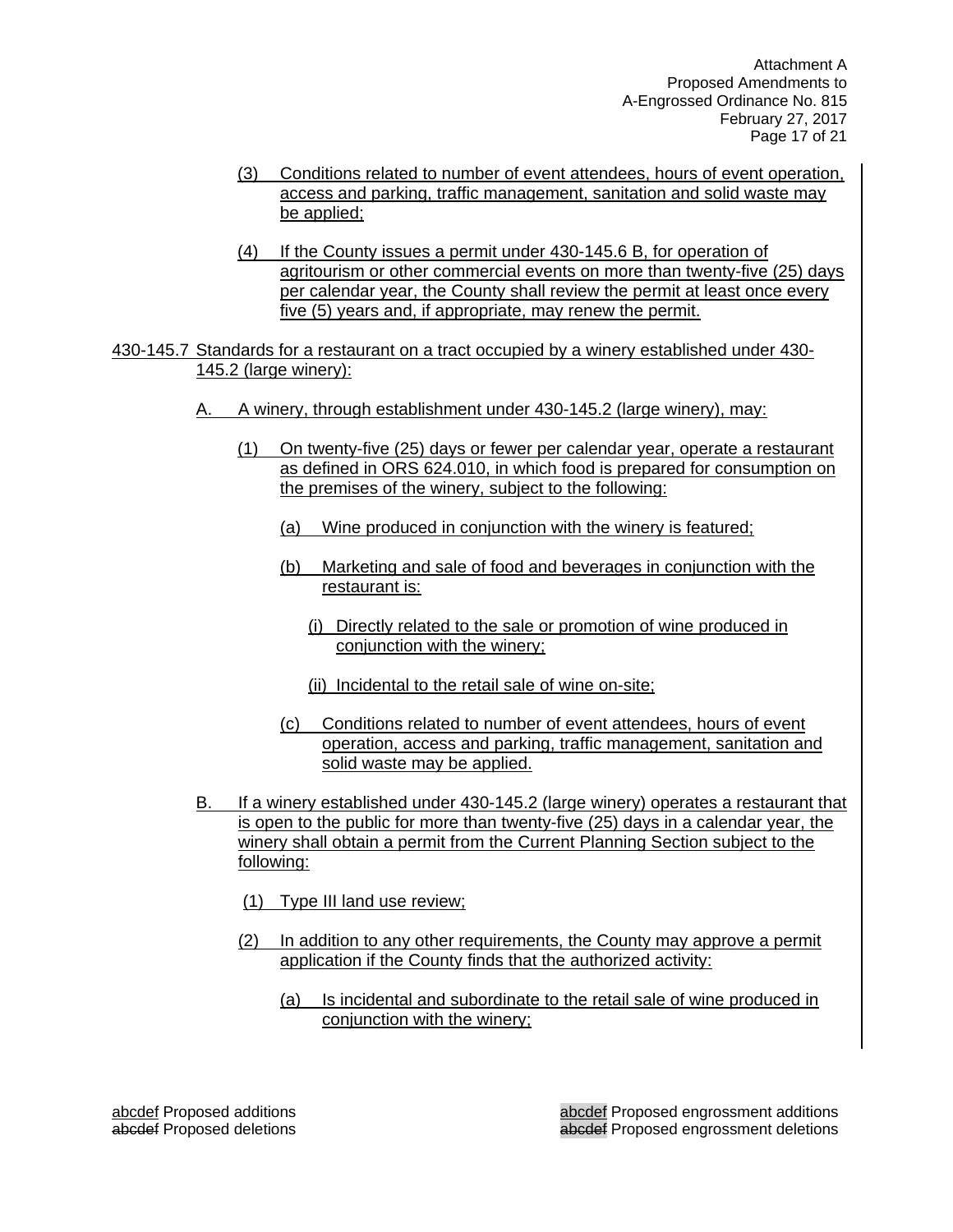(3) Conditions related to number of event attendees, hours of event operation, access and parking, traffic management, sanitation and solid waste may be applied;

(4) If the County issues a permit under 430-145.6 B, for operation of agritourism or other commercial events on more than twenty-five (25) days per calendar year, the County shall review the permit at least once every five (5) years and, if appropriate, may renew the permit.

430-145.7 Standards for a restaurant on a tract occupied by a winery established under 430-145.2 (large winery):

A. A winery, through establishment under 430-145.2 (large winery), may:

(1) On twenty-five (25) days or fewer per calendar year, operate a restaurant as defined in ORS 624.010, in which food is prepared for consumption on the premises of the winery, subject to the following:

(a) Wine produced in conjunction with the winery is featured;

(b) Marketing and sale of food and beverages in conjunction with the restaurant is:

(i) Directly related to the sale or promotion of wine produced in conjunction with the winery;

(ii) Incidental to the retail sale of wine on-site;

(c) Conditions related to number of event attendees, hours of event operation, access and parking, traffic management, sanitation and solid waste may be applied.

B. If a winery established under 430-145.2 (large winery) operates a restaurant that is open to the public for more than twenty-five (25) days in a calendar year, the winery shall obtain a permit from the Current Planning Section subject to the following:

(1) Type III land use review;

(2) In addition to any other requirements, the County may approve a permit application if the County finds that the authorized activity:

(a) Is incidental and subordinate to the retail sale of wine produced in conjunction with the winery;

abcdef Proposed additions
~~abcdef~~ Proposed deletions

abcdef Proposed engrossment additions
~~abcdef~~ Proposed engrossment deletions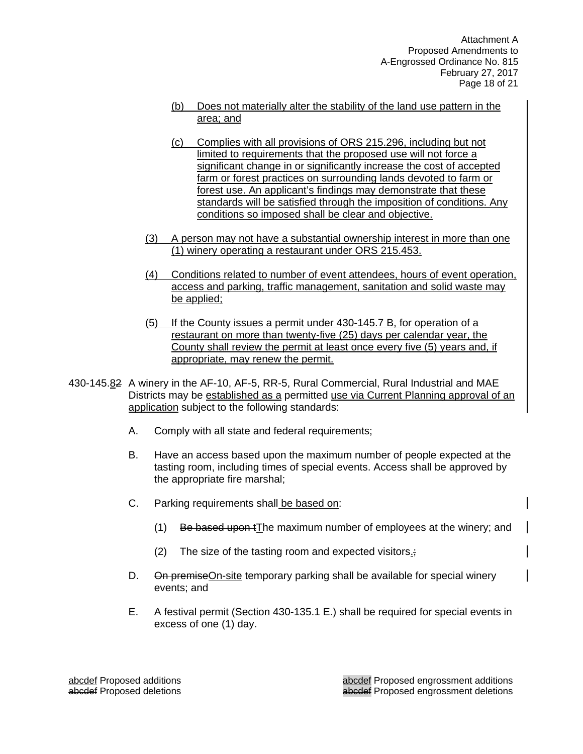(b) Does not materially alter the stability of the land use pattern in the area; and

(c) Complies with all provisions of ORS 215.296, including but not limited to requirements that the proposed use will not force a significant change in or significantly increase the cost of accepted farm or forest practices on surrounding lands devoted to farm or forest use. An applicant's findings may demonstrate that these standards will be satisfied through the imposition of conditions. Any conditions so imposed shall be clear and objective.

(3) A person may not have a substantial ownership interest in more than one (1) winery operating a restaurant under ORS 215.453.

(4) Conditions related to number of event attendees, hours of event operation, access and parking, traffic management, sanitation and solid waste may be applied;

(5) If the County issues a permit under 430-145.7 B, for operation of a restaurant on more than twenty-five (25) days per calendar year, the County shall review the permit at least once every five (5) years and, if appropriate, may renew the permit.

430-145.8~~2~~ A winery in the AF-10, AF-5, RR-5, Rural Commercial, Rural Industrial and MAE Districts may be established as a permitted use via Current Planning approval of an application subject to the following standards:

A. Comply with all state and federal requirements;

B. Have an access based upon the maximum number of people expected at the tasting room, including times of special events. Access shall be approved by the appropriate fire marshal;

C. Parking requirements shall be based on:

(1) ~~Be based upon t~~The maximum number of employees at the winery; and

(2) The size of the tasting room and expected visitors.~~;~~

D. ~~On premise~~On-site temporary parking shall be available for special winery events; and

E. A festival permit (Section 430-135.1 E.) shall be required for special events in excess of one (1) day.

abcdef Proposed additions
~~abcdef~~ Proposed deletions

abcdef Proposed engrossment additions
~~abcdef~~ Proposed engrossment deletions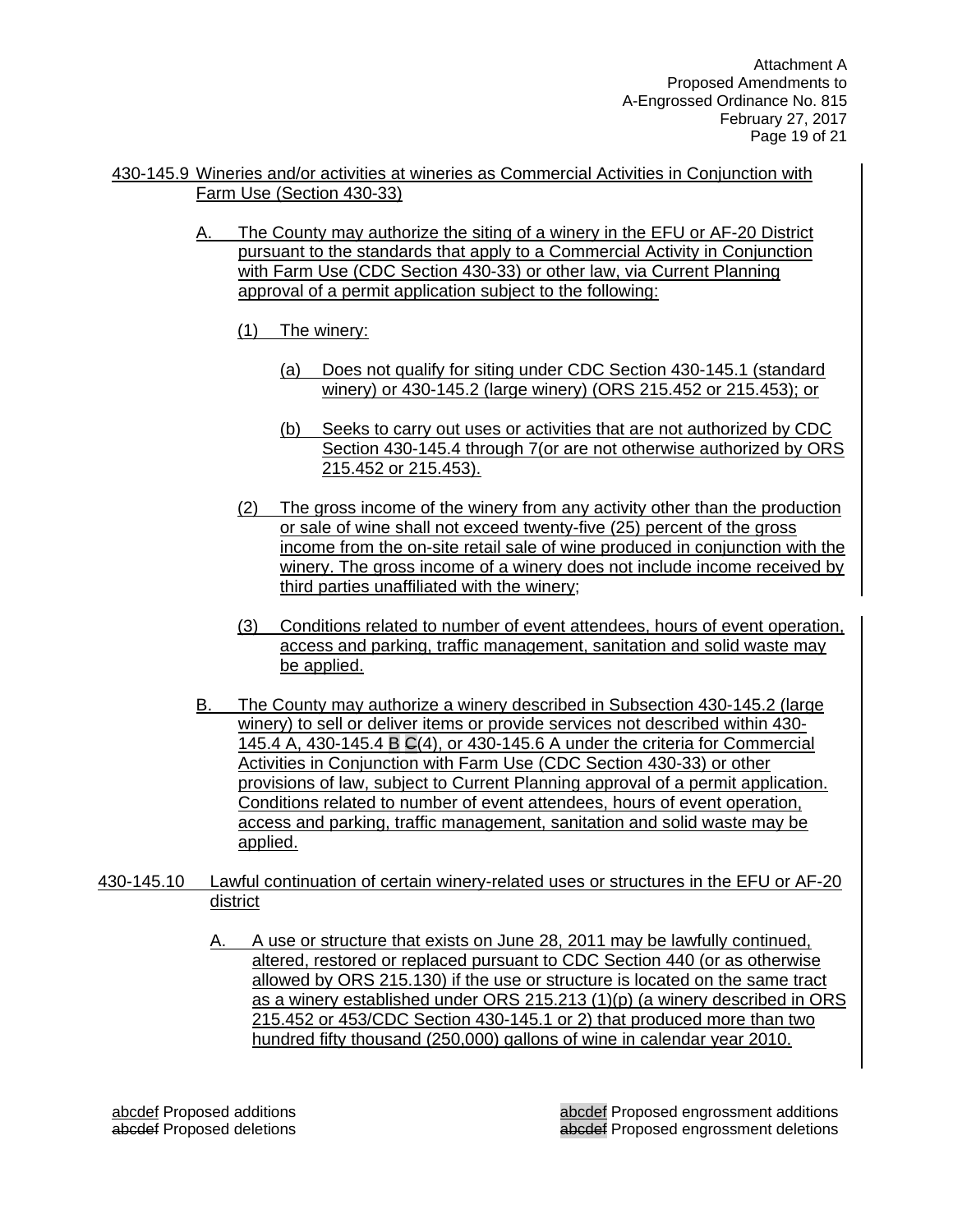430-145.9 Wineries and/or activities at wineries as Commercial Activities in Conjunction with Farm Use (Section 430-33)

A. The County may authorize the siting of a winery in the EFU or AF-20 District pursuant to the standards that apply to a Commercial Activity in Conjunction with Farm Use (CDC Section 430-33) or other law, via Current Planning approval of a permit application subject to the following:

(1) The winery:

(a) Does not qualify for siting under CDC Section 430-145.1 (standard winery) or 430-145.2 (large winery) (ORS 215.452 or 215.453); or

(b) Seeks to carry out uses or activities that are not authorized by CDC Section 430-145.4 through 7(or are not otherwise authorized by ORS 215.452 or 215.453).

(2) The gross income of the winery from any activity other than the production or sale of wine shall not exceed twenty-five (25) percent of the gross income from the on-site retail sale of wine produced in conjunction with the winery. The gross income of a winery does not include income received by third parties unaffiliated with the winery;

(3) Conditions related to number of event attendees, hours of event operation, access and parking, traffic management, sanitation and solid waste may be applied.

B. The County may authorize a winery described in Subsection 430-145.2 (large winery) to sell or deliver items or provide services not described within 430-145.4 A, 430-145.4 B ~~C~~(4), or 430-145.6 A under the criteria for Commercial Activities in Conjunction with Farm Use (CDC Section 430-33) or other provisions of law, subject to Current Planning approval of a permit application. Conditions related to number of event attendees, hours of event operation, access and parking, traffic management, sanitation and solid waste may be applied.

430-145.10 Lawful continuation of certain winery-related uses or structures in the EFU or AF-20 district

A. A use or structure that exists on June 28, 2011 may be lawfully continued, altered, restored or replaced pursuant to CDC Section 440 (or as otherwise allowed by ORS 215.130) if the use or structure is located on the same tract as a winery established under ORS 215.213 (1)(p) (a winery described in ORS 215.452 or 453/CDC Section 430-145.1 or 2) that produced more than two hundred fifty thousand (250,000) gallons of wine in calendar year 2010.

abcdef Proposed additions
~~abcdef~~ Proposed deletions

abcdef Proposed engrossment additions
~~abcdef~~ Proposed engrossment deletions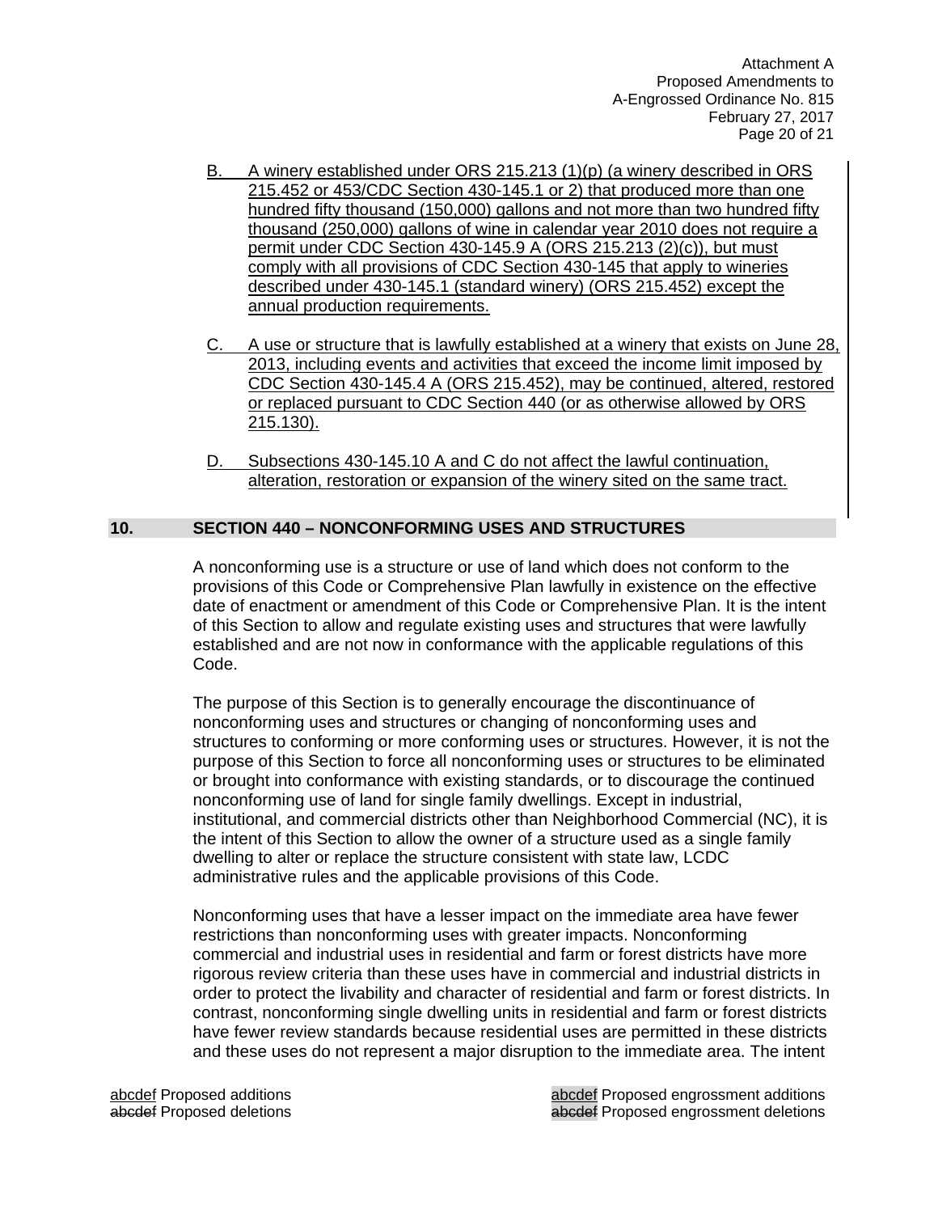B. A winery established under ORS 215.213 (1)(p) (a winery described in ORS 215.452 or 453/CDC Section 430-145.1 or 2) that produced more than one hundred fifty thousand (150,000) gallons and not more than two hundred fifty thousand (250,000) gallons of wine in calendar year 2010 does not require a permit under CDC Section 430-145.9 A (ORS 215.213 (2)(c)), but must comply with all provisions of CDC Section 430-145 that apply to wineries described under 430-145.1 (standard winery) (ORS 215.452) except the annual production requirements.

C. A use or structure that is lawfully established at a winery that exists on June 28, 2013, including events and activities that exceed the income limit imposed by CDC Section 430-145.4 A (ORS 215.452), may be continued, altered, restored or replaced pursuant to CDC Section 440 (or as otherwise allowed by ORS 215.130).

D. Subsections 430-145.10 A and C do not affect the lawful continuation, alteration, restoration or expansion of the winery sited on the same tract.

## 10. SECTION 440 – NONCONFORMING USES AND STRUCTURES

A nonconforming use is a structure or use of land which does not conform to the provisions of this Code or Comprehensive Plan lawfully in existence on the effective date of enactment or amendment of this Code or Comprehensive Plan. It is the intent of this Section to allow and regulate existing uses and structures that were lawfully established and are not now in conformance with the applicable regulations of this Code.

The purpose of this Section is to generally encourage the discontinuance of nonconforming uses and structures or changing of nonconforming uses and structures to conforming or more conforming uses or structures. However, it is not the purpose of this Section to force all nonconforming uses or structures to be eliminated or brought into conformance with existing standards, or to discourage the continued nonconforming use of land for single family dwellings. Except in industrial, institutional, and commercial districts other than Neighborhood Commercial (NC), it is the intent of this Section to allow the owner of a structure used as a single family dwelling to alter or replace the structure consistent with state law, LCDC administrative rules and the applicable provisions of this Code.

Nonconforming uses that have a lesser impact on the immediate area have fewer restrictions than nonconforming uses with greater impacts. Nonconforming commercial and industrial uses in residential and farm or forest districts have more rigorous review criteria than these uses have in commercial and industrial districts in order to protect the livability and character of residential and farm or forest districts. In contrast, nonconforming single dwelling units in residential and farm or forest districts have fewer review standards because residential uses are permitted in these districts and these uses do not represent a major disruption to the immediate area. The intent

abcdef Proposed additions
abcdef Proposed deletions

abcdef Proposed engrossment additions
abcdef Proposed engrossment deletions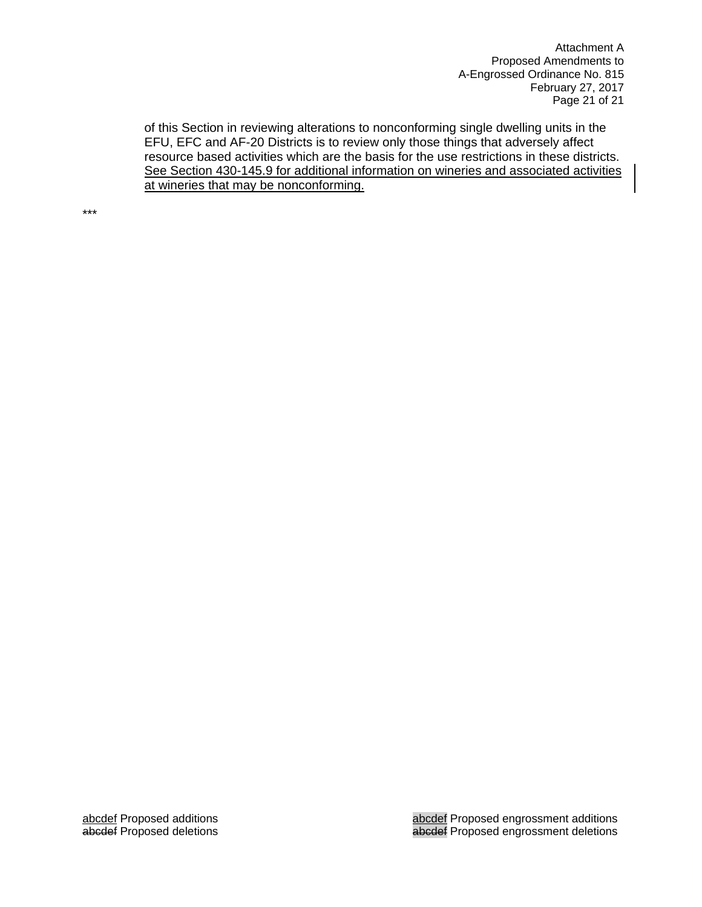of this Section in reviewing alterations to nonconforming single dwelling units in the EFU, EFC and AF-20 Districts is to review only those things that adversely affect resource based activities which are the basis for the use restrictions in these districts. <u>See Section 430-145.9 for additional information on wineries and associated activities at wineries that may be nonconforming.</u>

***

<u>abcdef</u> Proposed additions
~~abcdef~~ Proposed deletions

<u>abcdef</u> Proposed engrossment additions
~~abcdef~~ Proposed engrossment deletions